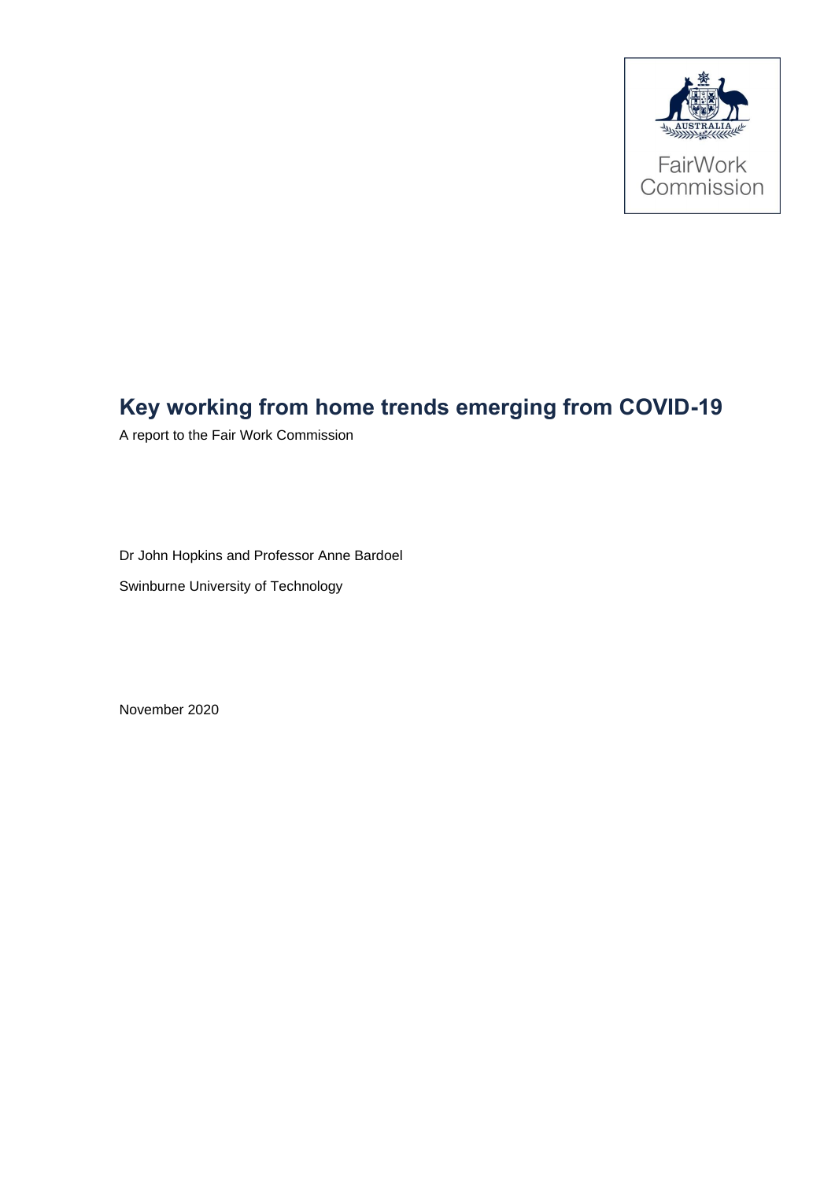FairWork Commission

# Key working from home trends emerging from COVID-19

A report to the Fair Work Commission

Dr John Hopkins and Professor Anne Bardoel

Swinburne University of Technology

November 2020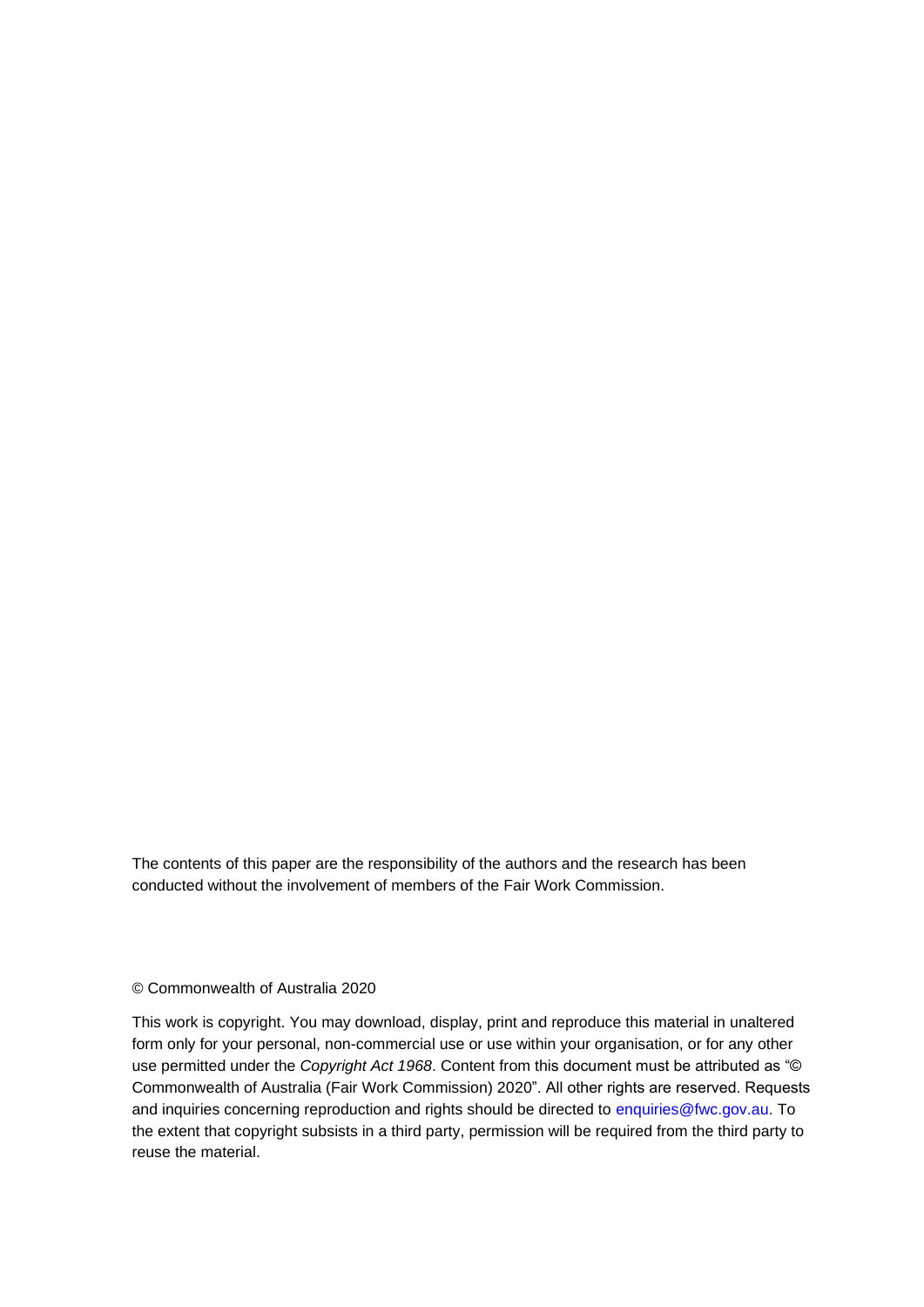The contents of this paper are the responsibility of the authors and the research has been conducted without the involvement of members of the Fair Work Commission.

© Commonwealth of Australia 2020

This work is copyright. You may download, display, print and reproduce this material in unaltered form only for your personal, non-commercial use or use within your organisation, or for any other use permitted under the *Copyright Act 1968*. Content from this document must be attributed as "© Commonwealth of Australia (Fair Work Commission) 2020". All other rights are reserved. Requests and inquiries concerning reproduction and rights should be directed to enquiries@fwc.gov.au. To the extent that copyright subsists in a third party, permission will be required from the third party to reuse the material.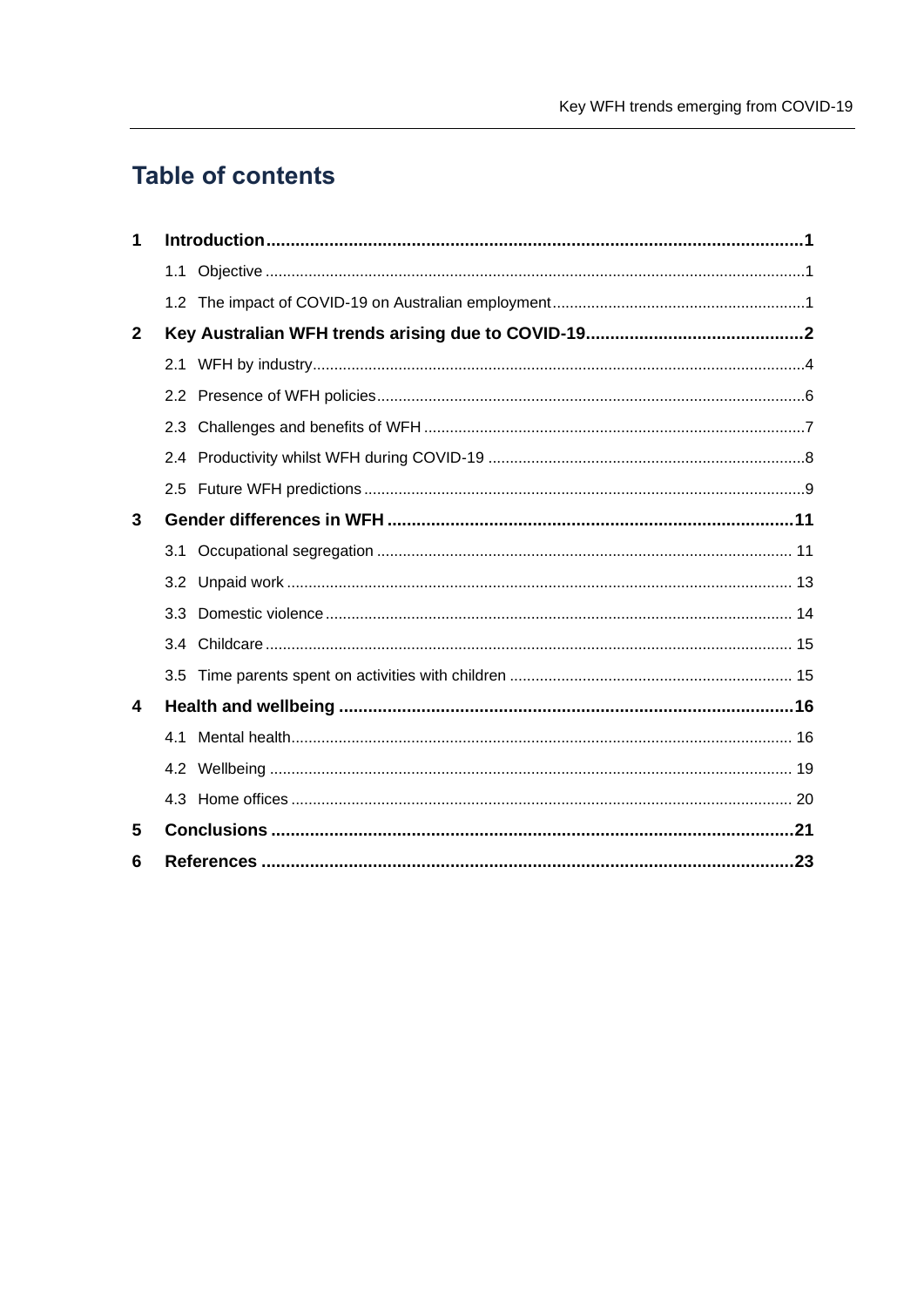# Table of contents

| | | |
|---|---|---|
| **1** | **Introduction** | **1** |
| | 1.1 Objective | 1 |
| | 1.2 The impact of COVID-19 on Australian employment | 1 |
| **2** | **Key Australian WFH trends arising due to COVID-19** | **2** |
| | 2.1 WFH by industry | 4 |
| | 2.2 Presence of WFH policies | 6 |
| | 2.3 Challenges and benefits of WFH | 7 |
| | 2.4 Productivity whilst WFH during COVID-19 | 8 |
| | 2.5 Future WFH predictions | 9 |
| **3** | **Gender differences in WFH** | **11** |
| | 3.1 Occupational segregation | 11 |
| | 3.2 Unpaid work | 13 |
| | 3.3 Domestic violence | 14 |
| | 3.4 Childcare | 15 |
| | 3.5 Time parents spent on activities with children | 15 |
| **4** | **Health and wellbeing** | **16** |
| | 4.1 Mental health | 16 |
| | 4.2 Wellbeing | 19 |
| | 4.3 Home offices | 20 |
| **5** | **Conclusions** | **21** |
| **6** | **References** | **23** |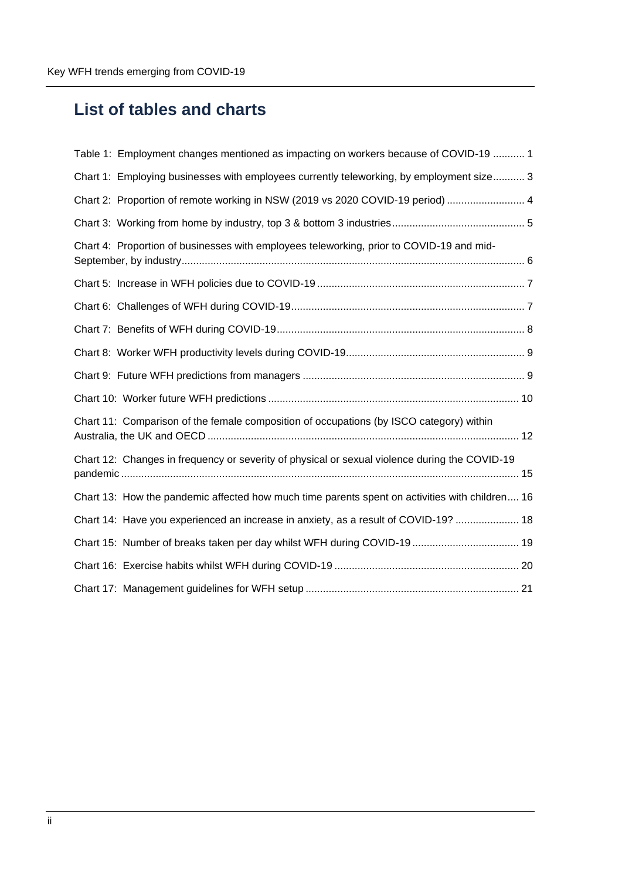# List of tables and charts

Table 1: Employment changes mentioned as impacting on workers because of COVID-19 ........... 1

Chart 1: Employing businesses with employees currently teleworking, by employment size........... 3

Chart 2: Proportion of remote working in NSW (2019 vs 2020 COVID-19 period) ........................... 4

Chart 3: Working from home by industry, top 3 & bottom 3 industries............................................. 5

Chart 4: Proportion of businesses with employees teleworking, prior to COVID-19 and mid-September, by industry...................................................................................................................... 6

Chart 5: Increase in WFH policies due to COVID-19 ....................................................................... 7

Chart 6: Challenges of WFH during COVID-19................................................................................ 7

Chart 7: Benefits of WFH during COVID-19..................................................................................... 8

Chart 8: Worker WFH productivity levels during COVID-19............................................................. 9

Chart 9: Future WFH predictions from managers ............................................................................ 9

Chart 10: Worker future WFH predictions ...................................................................................... 10

Chart 11: Comparison of the female composition of occupations (by ISCO category) within Australia, the UK and OECD .......................................................................................................... 12

Chart 12: Changes in frequency or severity of physical or sexual violence during the COVID-19 pandemic ........................................................................................................................................ 15

Chart 13: How the pandemic affected how much time parents spent on activities with children.... 16

Chart 14: Have you experienced an increase in anxiety, as a result of COVID-19? ...................... 18

Chart 15: Number of breaks taken per day whilst WFH during COVID-19 ..................................... 19

Chart 16: Exercise habits whilst WFH during COVID-19 ................................................................ 20

Chart 17: Management guidelines for WFH setup .......................................................................... 21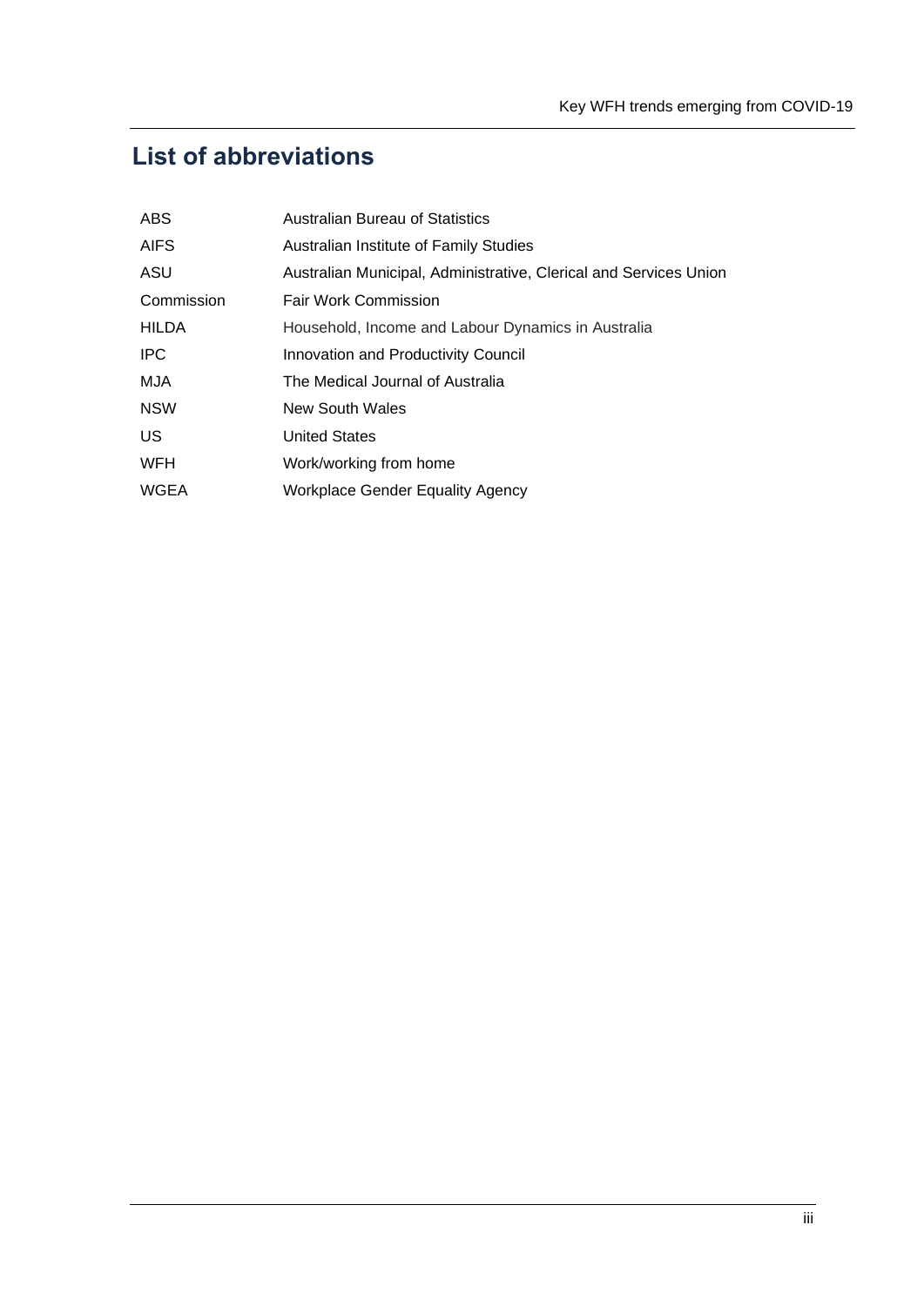## List of abbreviations

| | |
|---|---|
| ABS | Australian Bureau of Statistics |
| AIFS | Australian Institute of Family Studies |
| ASU | Australian Municipal, Administrative, Clerical and Services Union |
| Commission | Fair Work Commission |
| HILDA | Household, Income and Labour Dynamics in Australia |
| IPC | Innovation and Productivity Council |
| MJA | The Medical Journal of Australia |
| NSW | New South Wales |
| US | United States |
| WFH | Work/working from home |
| WGEA | Workplace Gender Equality Agency |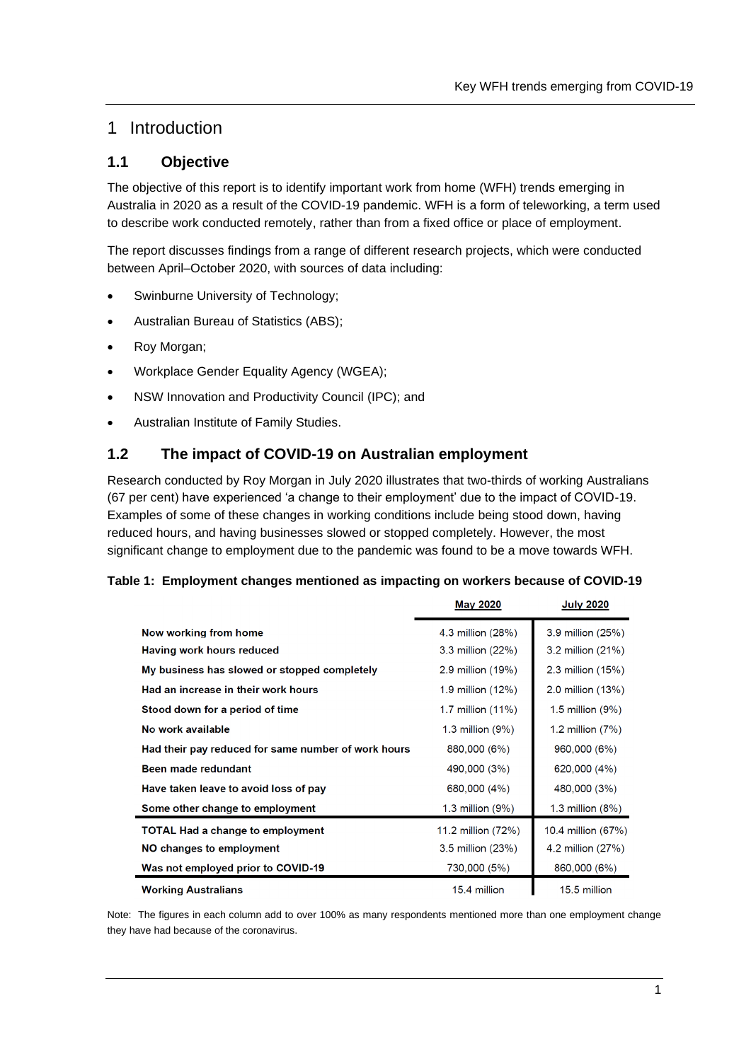# 1 Introduction

## 1.1 Objective

The objective of this report is to identify important work from home (WFH) trends emerging in Australia in 2020 as a result of the COVID-19 pandemic. WFH is a form of teleworking, a term used to describe work conducted remotely, rather than from a fixed office or place of employment.

The report discusses findings from a range of different research projects, which were conducted between April–October 2020, with sources of data including:

- Swinburne University of Technology;
- Australian Bureau of Statistics (ABS);
- Roy Morgan;
- Workplace Gender Equality Agency (WGEA);
- NSW Innovation and Productivity Council (IPC); and
- Australian Institute of Family Studies.

## 1.2 The impact of COVID-19 on Australian employment

Research conducted by Roy Morgan in July 2020 illustrates that two-thirds of working Australians (67 per cent) have experienced 'a change to their employment' due to the impact of COVID-19. Examples of some of these changes in working conditions include being stood down, having reduced hours, and having businesses slowed or stopped completely. However, the most significant change to employment due to the pandemic was found to be a move towards WFH.

**Table 1: Employment changes mentioned as impacting on workers because of COVID-19**

| | May 2020 | July 2020 |
|---|---|---|
| **Now working from home** | 4.3 million (28%) | 3.9 million (25%) |
| **Having work hours reduced** | 3.3 million (22%) | 3.2 million (21%) |
| **My business has slowed or stopped completely** | 2.9 million (19%) | 2.3 million (15%) |
| **Had an increase in their work hours** | 1.9 million (12%) | 2.0 million (13%) |
| **Stood down for a period of time** | 1.7 million (11%) | 1.5 million (9%) |
| **No work available** | 1.3 million (9%) | 1.2 million (7%) |
| **Had their pay reduced for same number of work hours** | 880,000 (6%) | 960,000 (6%) |
| **Been made redundant** | 490,000 (3%) | 620,000 (4%) |
| **Have taken leave to avoid loss of pay** | 680,000 (4%) | 480,000 (3%) |
| **Some other change to employment** | 1.3 million (9%) | 1.3 million (8%) |
| **TOTAL Had a change to employment** | 11.2 million (72%) | 10.4 million (67%) |
| **NO changes to employment** | 3.5 million (23%) | 4.2 million (27%) |
| **Was not employed prior to COVID-19** | 730,000 (5%) | 860,000 (6%) |
| **Working Australians** | 15.4 million | 15.5 million |

Note: The figures in each column add to over 100% as many respondents mentioned more than one employment change they have had because of the coronavirus.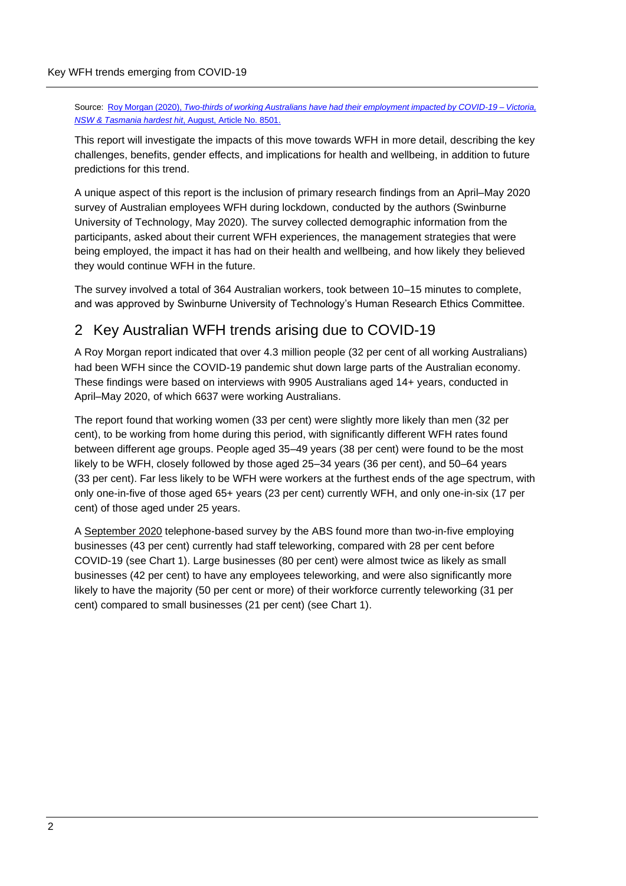Source: Roy Morgan (2020), *Two-thirds of working Australians have had their employment impacted by COVID-19 – Victoria, NSW & Tasmania hardest hit*, August, Article No. 8501.

This report will investigate the impacts of this move towards WFH in more detail, describing the key challenges, benefits, gender effects, and implications for health and wellbeing, in addition to future predictions for this trend.

A unique aspect of this report is the inclusion of primary research findings from an April–May 2020 survey of Australian employees WFH during lockdown, conducted by the authors (Swinburne University of Technology, May 2020). The survey collected demographic information from the participants, asked about their current WFH experiences, the management strategies that were being employed, the impact it has had on their health and wellbeing, and how likely they believed they would continue WFH in the future.

The survey involved a total of 364 Australian workers, took between 10–15 minutes to complete, and was approved by Swinburne University of Technology's Human Research Ethics Committee.

## 2 Key Australian WFH trends arising due to COVID-19

A Roy Morgan report indicated that over 4.3 million people (32 per cent of all working Australians) had been WFH since the COVID-19 pandemic shut down large parts of the Australian economy. These findings were based on interviews with 9905 Australians aged 14+ years, conducted in April–May 2020, of which 6637 were working Australians.

The report found that working women (33 per cent) were slightly more likely than men (32 per cent), to be working from home during this period, with significantly different WFH rates found between different age groups. People aged 35–49 years (38 per cent) were found to be the most likely to be WFH, closely followed by those aged 25–34 years (36 per cent), and 50–64 years (33 per cent). Far less likely to be WFH were workers at the furthest ends of the age spectrum, with only one-in-five of those aged 65+ years (23 per cent) currently WFH, and only one-in-six (17 per cent) of those aged under 25 years.

A September 2020 telephone-based survey by the ABS found more than two-in-five employing businesses (43 per cent) currently had staff teleworking, compared with 28 per cent before COVID-19 (see Chart 1). Large businesses (80 per cent) were almost twice as likely as small businesses (42 per cent) to have any employees teleworking, and were also significantly more likely to have the majority (50 per cent or more) of their workforce currently teleworking (31 per cent) compared to small businesses (21 per cent) (see Chart 1).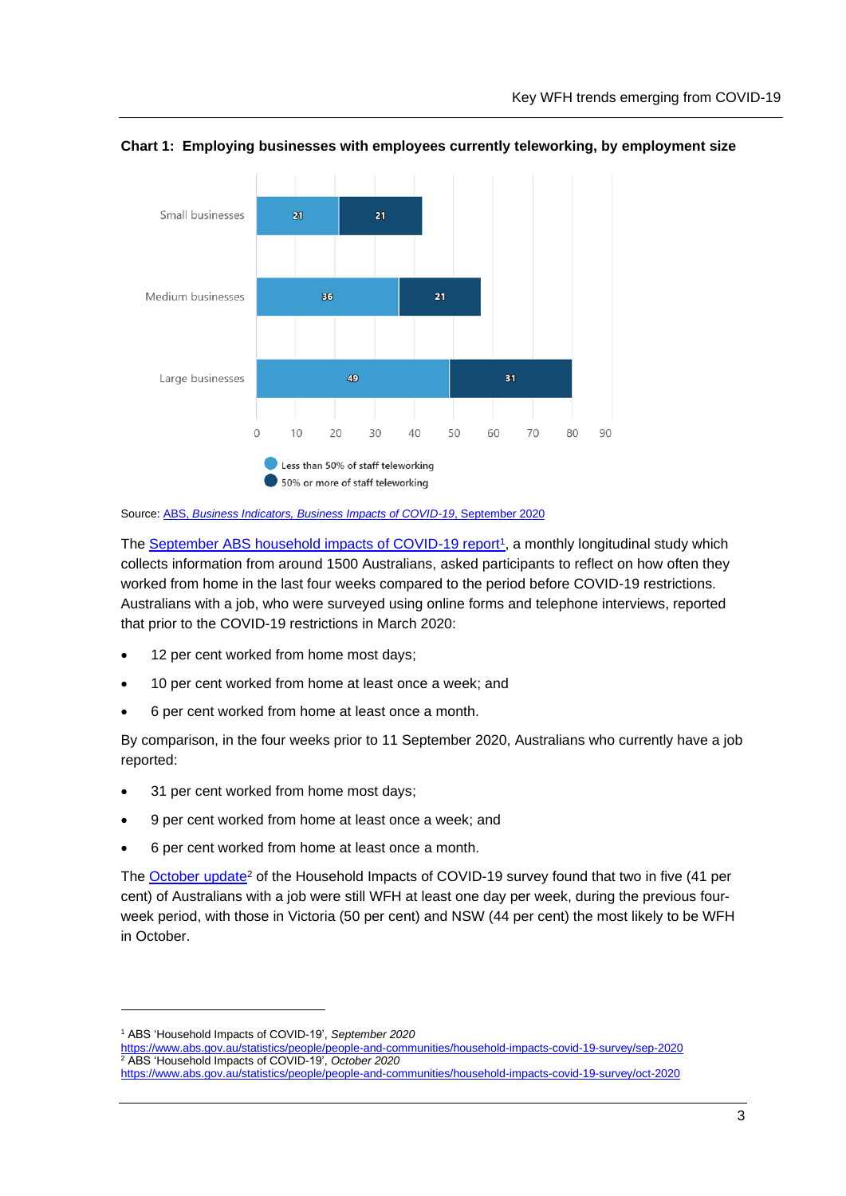**Chart 1: Employing businesses with employees currently teleworking, by employment size**

| | Less than 50% of staff teleworking | 50% or more of staff teleworking |
|---|---|---|
| Small businesses | 21 | 21 |
| Medium businesses | 36 | 21 |
| Large businesses | 49 | 31 |

Source: ABS, *Business Indicators, Business Impacts of COVID-19*, September 2020

The September ABS household impacts of COVID-19 report[1], a monthly longitudinal study which collects information from around 1500 Australians, asked participants to reflect on how often they worked from home in the last four weeks compared to the period before COVID-19 restrictions. Australians with a job, who were surveyed using online forms and telephone interviews, reported that prior to the COVID-19 restrictions in March 2020:

- 12 per cent worked from home most days;
- 10 per cent worked from home at least once a week; and
- 6 per cent worked from home at least once a month.

By comparison, in the four weeks prior to 11 September 2020, Australians who currently have a job reported:

- 31 per cent worked from home most days;
- 9 per cent worked from home at least once a week; and
- 6 per cent worked from home at least once a month.

The October update[2] of the Household Impacts of COVID-19 survey found that two in five (41 per cent) of Australians with a job were still WFH at least one day per week, during the previous four-week period, with those in Victoria (50 per cent) and NSW (44 per cent) the most likely to be WFH in October.

---

[1] ABS 'Household Impacts of COVID-19', *September 2020*
https://www.abs.gov.au/statistics/people/people-and-communities/household-impacts-covid-19-survey/sep-2020

[2] ABS 'Household Impacts of COVID-19', *October 2020*
https://www.abs.gov.au/statistics/people/people-and-communities/household-impacts-covid-19-survey/oct-2020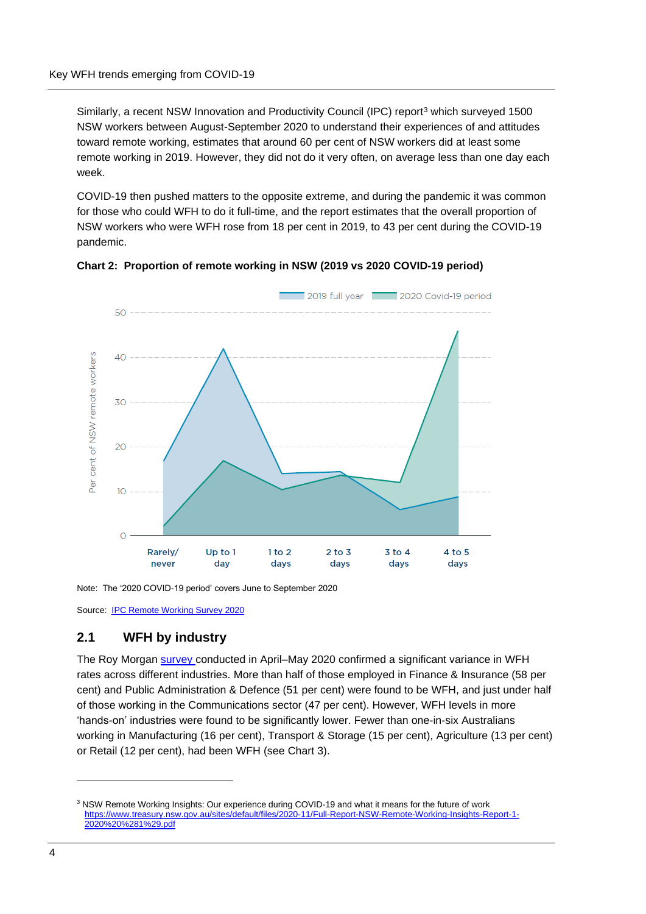Similarly, a recent NSW Innovation and Productivity Council (IPC) report[3] which surveyed 1500 NSW workers between August-September 2020 to understand their experiences of and attitudes toward remote working, estimates that around 60 per cent of NSW workers did at least some remote working in 2019. However, they did not do it very often, on average less than one day each week.

COVID-19 then pushed matters to the opposite extreme, and during the pandemic it was common for those who could WFH to do it full-time, and the report estimates that the overall proportion of NSW workers who were WFH rose from 18 per cent in 2019, to 43 per cent during the COVID-19 pandemic.

**Chart 2: Proportion of remote working in NSW (2019 vs 2020 COVID-19 period)**

Note: The '2020 COVID-19 period' covers June to September 2020

Source: IPC Remote Working Survey 2020

## 2.1 WFH by industry

The Roy Morgan survey conducted in April–May 2020 confirmed a significant variance in WFH rates across different industries. More than half of those employed in Finance & Insurance (58 per cent) and Public Administration & Defence (51 per cent) were found to be WFH, and just under half of those working in the Communications sector (47 per cent). However, WFH levels in more 'hands-on' industries were found to be significantly lower. Fewer than one-in-six Australians working in Manufacturing (16 per cent), Transport & Storage (15 per cent), Agriculture (13 per cent) or Retail (12 per cent), had been WFH (see Chart 3).

[3] NSW Remote Working Insights: Our experience during COVID-19 and what it means for the future of work https://www.treasury.nsw.gov.au/sites/default/files/2020-11/Full-Report-NSW-Remote-Working-Insights-Report-1-2020%20%281%29.pdf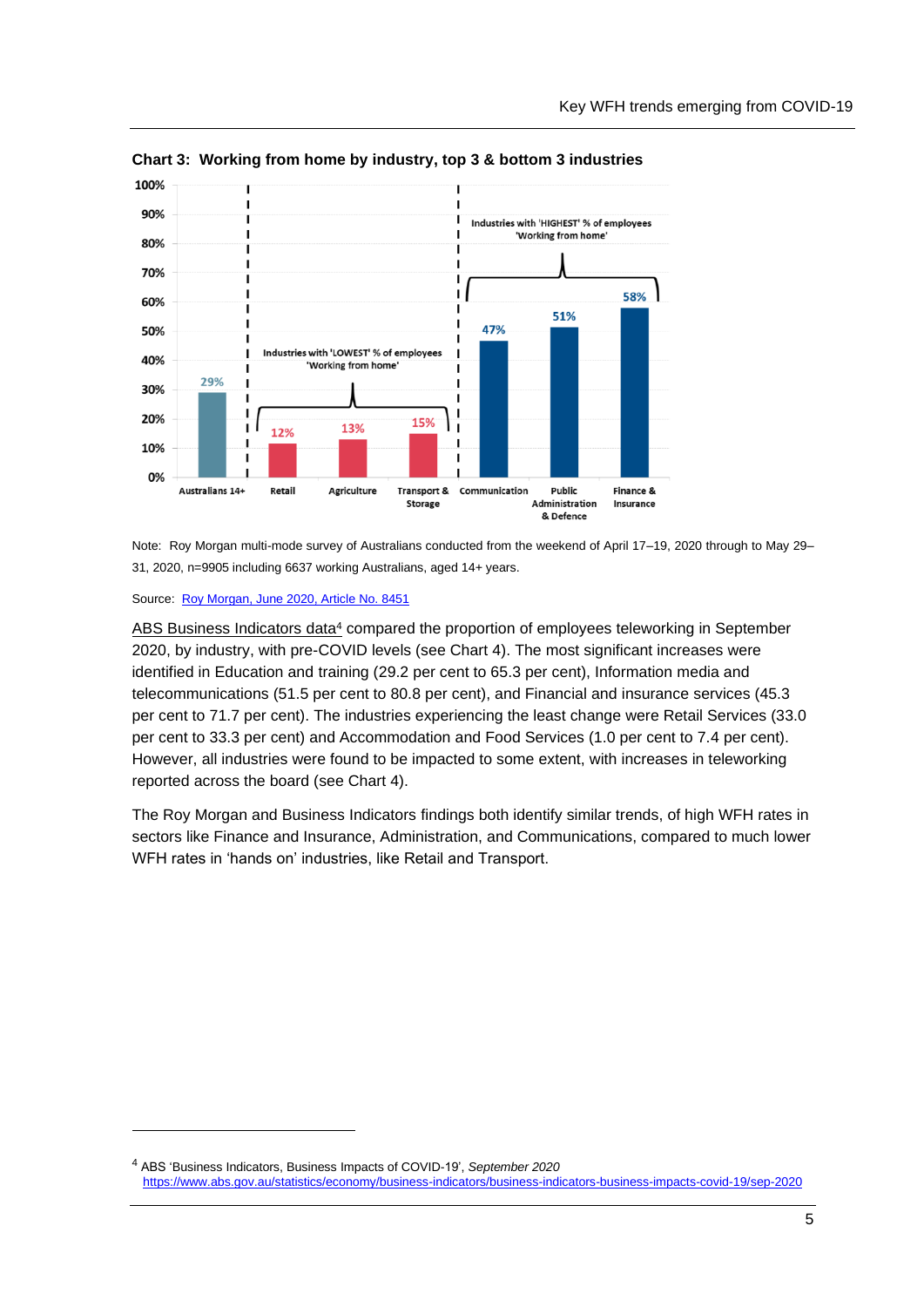**Chart 3: Working from home by industry, top 3 & bottom 3 industries**

| Industry | % of employees 'Working from home' |
|---|---|
| Australians 14+ | 29% |
| Retail | 12% |
| Agriculture | 13% |
| Transport & Storage | 15% |
| Communication | 47% |
| Public Administration & Defence | 51% |
| Finance & Insurance | 58% |

Industries with 'LOWEST' % of employees 'Working from home': Retail, Agriculture, Transport & Storage

Industries with 'HIGHEST' % of employees 'Working from home': Communication, Public Administration & Defence, Finance & Insurance

Note: Roy Morgan multi-mode survey of Australians conducted from the weekend of April 17–19, 2020 through to May 29–31, 2020, n=9905 including 6637 working Australians, aged 14+ years.

Source: [Roy Morgan, June 2020, Article No. 8451]

ABS Business Indicators data[4] compared the proportion of employees teleworking in September 2020, by industry, with pre-COVID levels (see Chart 4). The most significant increases were identified in Education and training (29.2 per cent to 65.3 per cent), Information media and telecommunications (51.5 per cent to 80.8 per cent), and Financial and insurance services (45.3 per cent to 71.7 per cent). The industries experiencing the least change were Retail Services (33.0 per cent to 33.3 per cent) and Accommodation and Food Services (1.0 per cent to 7.4 per cent). However, all industries were found to be impacted to some extent, with increases in teleworking reported across the board (see Chart 4).

The Roy Morgan and Business Indicators findings both identify similar trends, of high WFH rates in sectors like Finance and Insurance, Administration, and Communications, compared to much lower WFH rates in 'hands on' industries, like Retail and Transport.

---

[4] ABS 'Business Indicators, Business Impacts of COVID-19', *September 2020* https://www.abs.gov.au/statistics/economy/business-indicators/business-indicators-business-impacts-covid-19/sep-2020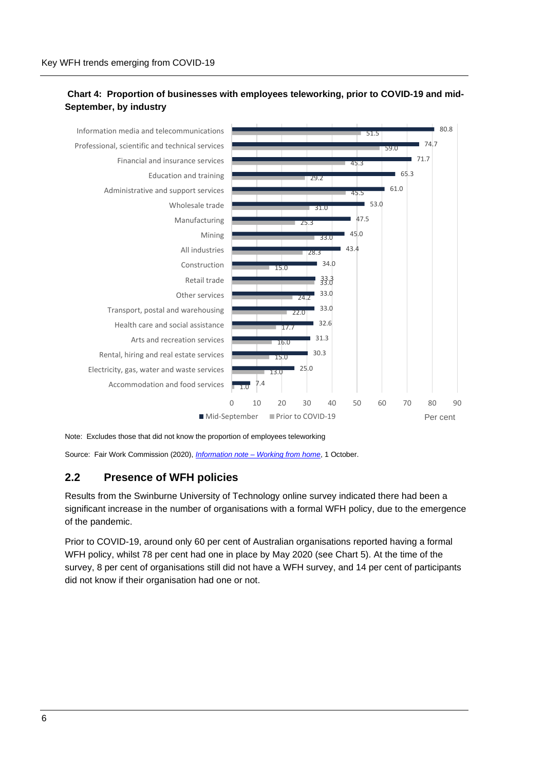**Chart 4: Proportion of businesses with employees teleworking, prior to COVID-19 and mid-September, by industry**

| Industry | Mid-September | Prior to COVID-19 |
|---|---|---|
| Information media and telecommunications | 80.8 | 51.5 |
| Professional, scientific and technical services | 74.7 | 59.0 |
| Financial and insurance services | 71.7 | 45.3 |
| Education and training | 65.3 | 29.2 |
| Administrative and support services | 61.0 | 45.5 |
| Wholesale trade | 53.0 | 31.0 |
| Manufacturing | 47.5 | 25.3 |
| Mining | 45.0 | 33.0 |
| All industries | 43.4 | 28.3 |
| Construction | 34.0 | 15.0 |
| Retail trade | 33.3 | 33.0 |
| Other services | 33.0 | 24.2 |
| Transport, postal and warehousing | 33.0 | 22.0 |
| Health care and social assistance | 32.6 | 17.7 |
| Arts and recreation services | 31.3 | 16.0 |
| Rental, hiring and real estate services | 30.3 | 15.0 |
| Electricity, gas, water and waste services | 25.0 | 13.0 |
| Accommodation and food services | 7.4 | 1.0 |

Note: Excludes those that did not know the proportion of employees teleworking

Source: Fair Work Commission (2020), *Information note – Working from home*, 1 October.

## 2.2 Presence of WFH policies

Results from the Swinburne University of Technology online survey indicated there had been a significant increase in the number of organisations with a formal WFH policy, due to the emergence of the pandemic.

Prior to COVID-19, around only 60 per cent of Australian organisations reported having a formal WFH policy, whilst 78 per cent had one in place by May 2020 (see Chart 5). At the time of the survey, 8 per cent of organisations still did not have a WFH survey, and 14 per cent of participants did not know if their organisation had one or not.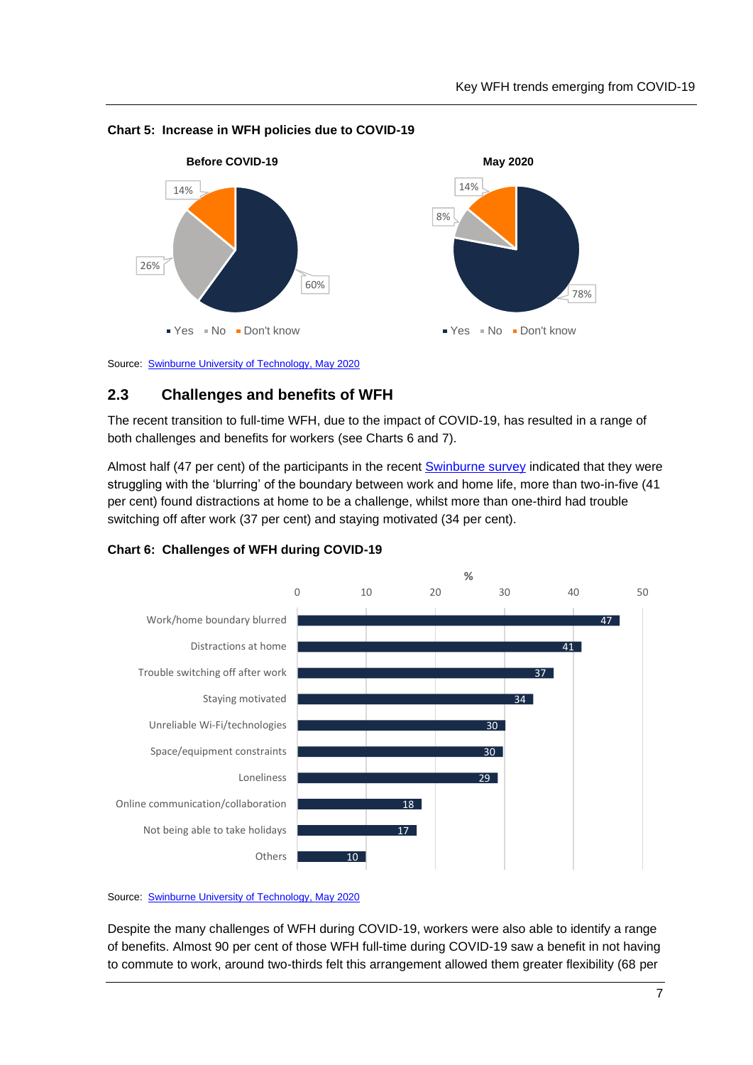**Chart 5: Increase in WFH policies due to COVID-19**

| | Before COVID-19 | May 2020 |
|---|---|---|
| Yes | 60% | 78% |
| No | 26% | 8% |
| Don't know | 14% | 14% |

Source: Swinburne University of Technology, May 2020

## 2.3 Challenges and benefits of WFH

The recent transition to full-time WFH, due to the impact of COVID-19, has resulted in a range of both challenges and benefits for workers (see Charts 6 and 7).

Almost half (47 per cent) of the participants in the recent Swinburne survey indicated that they were struggling with the 'blurring' of the boundary between work and home life, more than two-in-five (41 per cent) found distractions at home to be a challenge, whilst more than one-third had trouble switching off after work (37 per cent) and staying motivated (34 per cent).

**Chart 6: Challenges of WFH during COVID-19**

| Challenge | % |
|---|---|
| Work/home boundary blurred | 47 |
| Distractions at home | 41 |
| Trouble switching off after work | 37 |
| Staying motivated | 34 |
| Unreliable Wi-Fi/technologies | 30 |
| Space/equipment constraints | 30 |
| Loneliness | 29 |
| Online communication/collaboration | 18 |
| Not being able to take holidays | 17 |
| Others | 10 |

Source: Swinburne University of Technology, May 2020

Despite the many challenges of WFH during COVID-19, workers were also able to identify a range of benefits. Almost 90 per cent of those WFH full-time during COVID-19 saw a benefit in not having to commute to work, around two-thirds felt this arrangement allowed them greater flexibility (68 per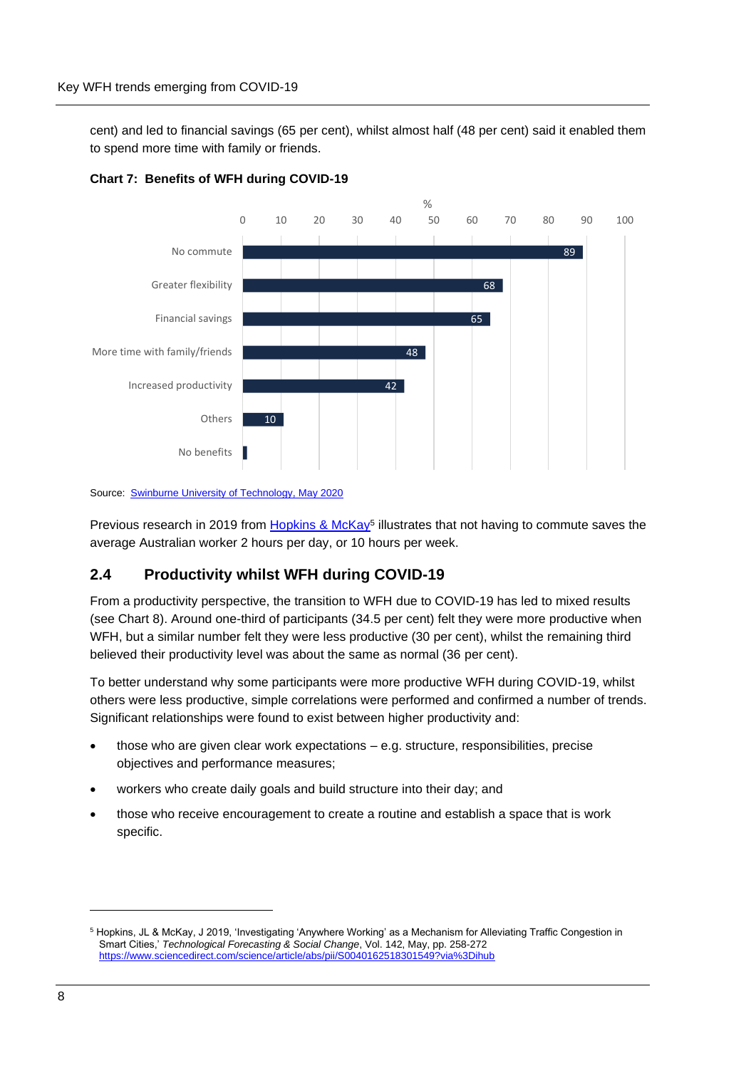cent) and led to financial savings (65 per cent), whilst almost half (48 per cent) said it enabled them to spend more time with family or friends.

**Chart 7: Benefits of WFH during COVID-19**

| Benefit | % |
|---|---|
| No commute | 89 |
| Greater flexibility | 68 |
| Financial savings | 65 |
| More time with family/friends | 48 |
| Increased productivity | 42 |
| Others | 10 |
| No benefits | |

Source: [Swinburne University of Technology, May 2020]()

Previous research in 2019 from [Hopkins & McKay]()[5] illustrates that not having to commute saves the average Australian worker 2 hours per day, or 10 hours per week.

## 2.4 Productivity whilst WFH during COVID-19

From a productivity perspective, the transition to WFH due to COVID-19 has led to mixed results (see Chart 8). Around one-third of participants (34.5 per cent) felt they were more productive when WFH, but a similar number felt they were less productive (30 per cent), whilst the remaining third believed their productivity level was about the same as normal (36 per cent).

To better understand why some participants were more productive WFH during COVID-19, whilst others were less productive, simple correlations were performed and confirmed a number of trends. Significant relationships were found to exist between higher productivity and:

- those who are given clear work expectations – e.g. structure, responsibilities, precise objectives and performance measures;
- workers who create daily goals and build structure into their day; and
- those who receive encouragement to create a routine and establish a space that is work specific.

[5] Hopkins, JL & McKay, J 2019, 'Investigating 'Anywhere Working' as a Mechanism for Alleviating Traffic Congestion in Smart Cities,' *Technological Forecasting & Social Change*, Vol. 142, May, pp. 258-272 https://www.sciencedirect.com/science/article/abs/pii/S0040162518301549?via%3Dihub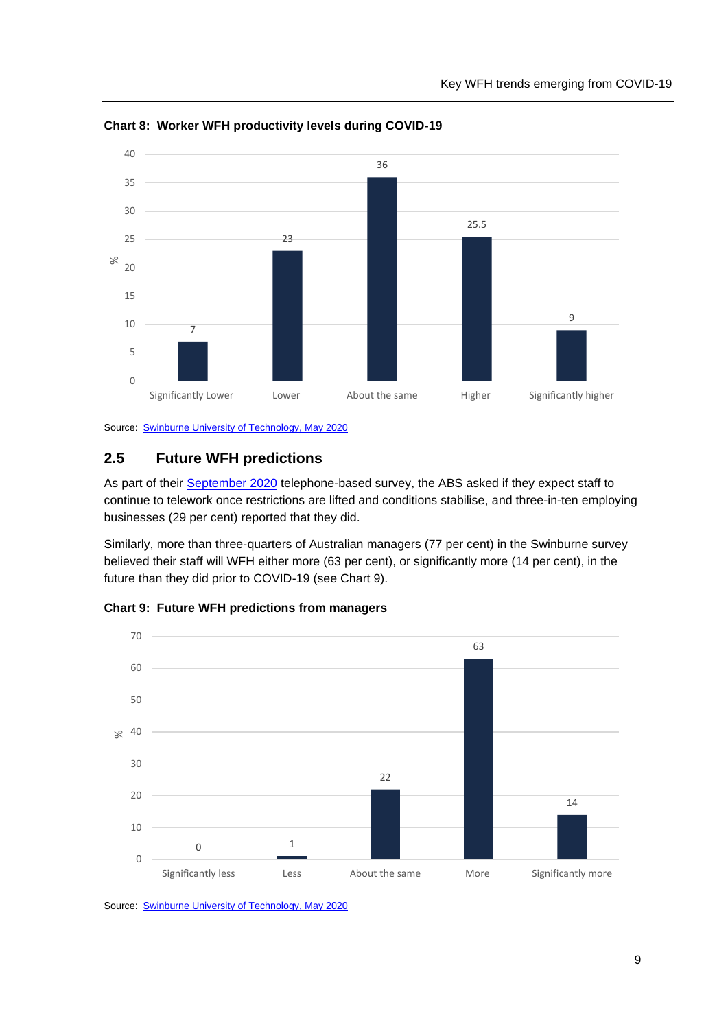**Chart 8: Worker WFH productivity levels during COVID-19**

| | % |
|---|---|
| Significantly Lower | 7 |
| Lower | 23 |
| About the same | 36 |
| Higher | 25.5 |
| Significantly higher | 9 |

Source: Swinburne University of Technology, May 2020

## 2.5 Future WFH predictions

As part of their September 2020 telephone-based survey, the ABS asked if they expect staff to continue to telework once restrictions are lifted and conditions stabilise, and three-in-ten employing businesses (29 per cent) reported that they did.

Similarly, more than three-quarters of Australian managers (77 per cent) in the Swinburne survey believed their staff will WFH either more (63 per cent), or significantly more (14 per cent), in the future than they did prior to COVID-19 (see Chart 9).

**Chart 9: Future WFH predictions from managers**

| | % |
|---|---|
| Significantly less | 0 |
| Less | 1 |
| About the same | 22 |
| More | 63 |
| Significantly more | 14 |

Source: Swinburne University of Technology, May 2020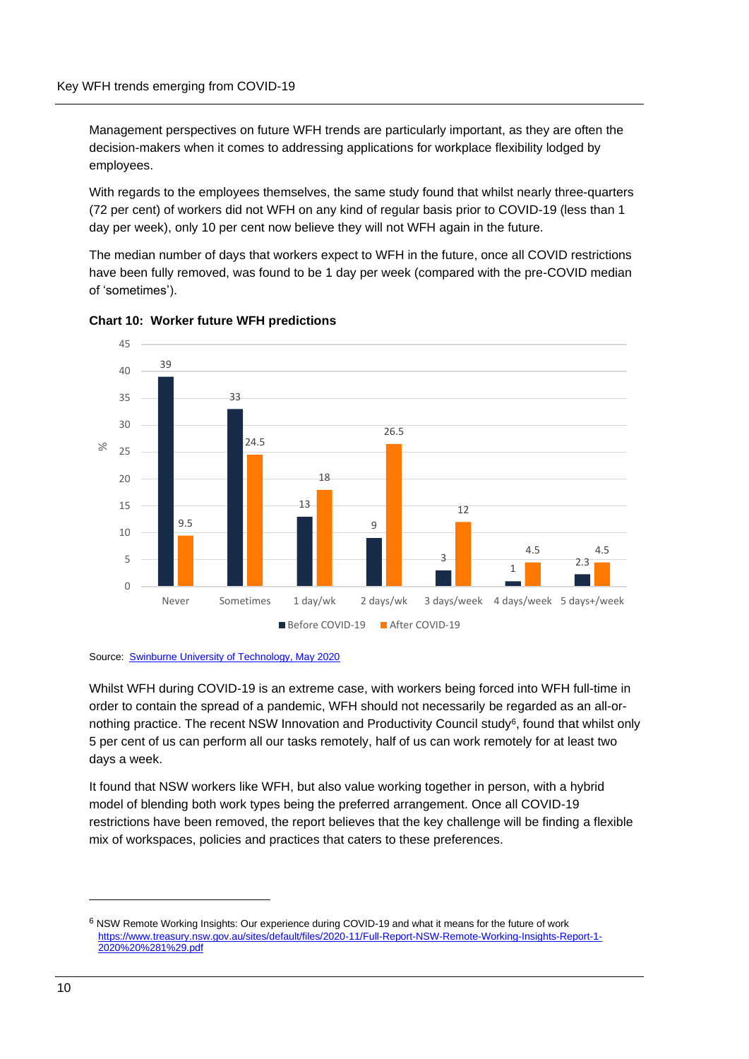Management perspectives on future WFH trends are particularly important, as they are often the decision-makers when it comes to addressing applications for workplace flexibility lodged by employees.

With regards to the employees themselves, the same study found that whilst nearly three-quarters (72 per cent) of workers did not WFH on any kind of regular basis prior to COVID-19 (less than 1 day per week), only 10 per cent now believe they will not WFH again in the future.

The median number of days that workers expect to WFH in the future, once all COVID restrictions have been fully removed, was found to be 1 day per week (compared with the pre-COVID median of 'sometimes').

**Chart 10: Worker future WFH predictions**

| % | Never | Sometimes | 1 day/wk | 2 days/wk | 3 days/week | 4 days/week | 5 days+/week |
|---|---|---|---|---|---|---|---|
| Before COVID-19 | 39 | 33 | 13 | 9 | 3 | 1 | 2.3 |
| After COVID-19 | 9.5 | 24.5 | 18 | 26.5 | 12 | 4.5 | 4.5 |

Source: [Swinburne University of Technology, May 2020]

Whilst WFH during COVID-19 is an extreme case, with workers being forced into WFH full-time in order to contain the spread of a pandemic, WFH should not necessarily be regarded as an all-or-nothing practice. The recent NSW Innovation and Productivity Council study[6], found that whilst only 5 per cent of us can perform all our tasks remotely, half of us can work remotely for at least two days a week.

It found that NSW workers like WFH, but also value working together in person, with a hybrid model of blending both work types being the preferred arrangement. Once all COVID-19 restrictions have been removed, the report believes that the key challenge will be finding a flexible mix of workspaces, policies and practices that caters to these preferences.

---

[6] NSW Remote Working Insights: Our experience during COVID-19 and what it means for the future of work https://www.treasury.nsw.gov.au/sites/default/files/2020-11/Full-Report-NSW-Remote-Working-Insights-Report-1-2020%20%281%29.pdf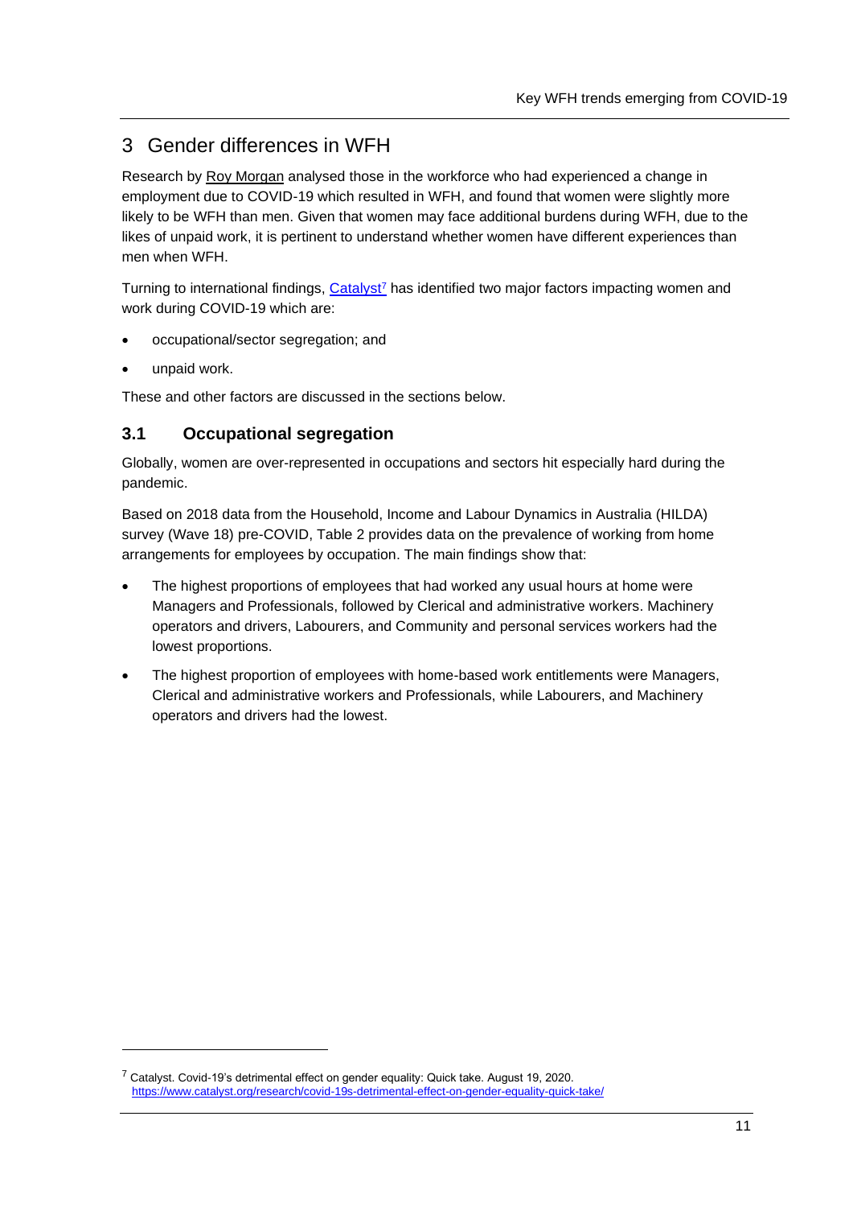# 3 Gender differences in WFH

Research by Roy Morgan analysed those in the workforce who had experienced a change in employment due to COVID-19 which resulted in WFH, and found that women were slightly more likely to be WFH than men. Given that women may face additional burdens during WFH, due to the likes of unpaid work, it is pertinent to understand whether women have different experiences than men when WFH.

Turning to international findings, Catalyst[7] has identified two major factors impacting women and work during COVID-19 which are:

- occupational/sector segregation; and
- unpaid work.

These and other factors are discussed in the sections below.

## 3.1 Occupational segregation

Globally, women are over-represented in occupations and sectors hit especially hard during the pandemic.

Based on 2018 data from the Household, Income and Labour Dynamics in Australia (HILDA) survey (Wave 18) pre-COVID, Table 2 provides data on the prevalence of working from home arrangements for employees by occupation. The main findings show that:

- The highest proportions of employees that had worked any usual hours at home were Managers and Professionals, followed by Clerical and administrative workers. Machinery operators and drivers, Labourers, and Community and personal services workers had the lowest proportions.
- The highest proportion of employees with home-based work entitlements were Managers, Clerical and administrative workers and Professionals, while Labourers, and Machinery operators and drivers had the lowest.

[7] Catalyst. Covid-19's detrimental effect on gender equality: Quick take. August 19, 2020. https://www.catalyst.org/research/covid-19s-detrimental-effect-on-gender-equality-quick-take/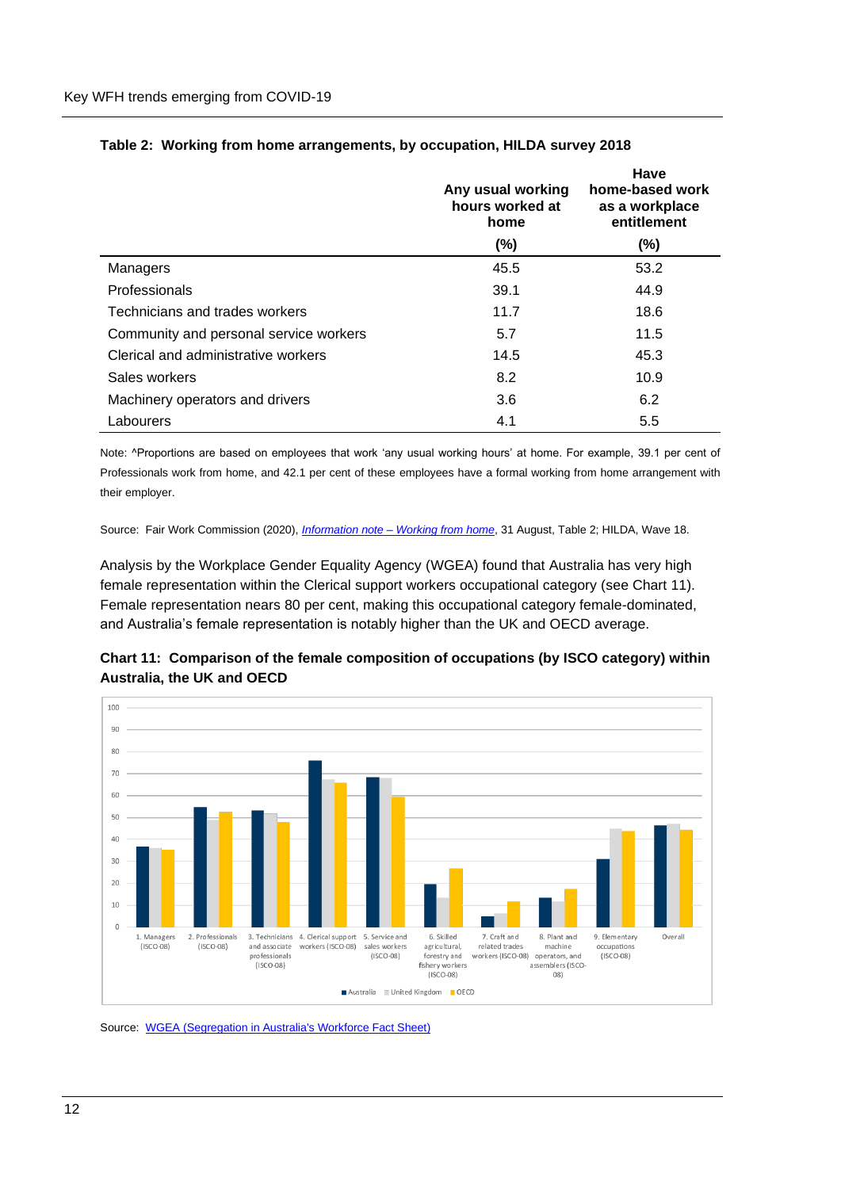**Table 2: Working from home arrangements, by occupation, HILDA survey 2018**

| | Any usual working hours worked at home (%) | Have home-based work as a workplace entitlement (%) |
|---|---|---|
| Managers | 45.5 | 53.2 |
| Professionals | 39.1 | 44.9 |
| Technicians and trades workers | 11.7 | 18.6 |
| Community and personal service workers | 5.7 | 11.5 |
| Clerical and administrative workers | 14.5 | 45.3 |
| Sales workers | 8.2 | 10.9 |
| Machinery operators and drivers | 3.6 | 6.2 |
| Labourers | 4.1 | 5.5 |

Note: ^Proportions are based on employees that work 'any usual working hours' at home. For example, 39.1 per cent of Professionals work from home, and 42.1 per cent of these employees have a formal working from home arrangement with their employer.

Source: Fair Work Commission (2020), *Information note – Working from home*, 31 August, Table 2; HILDA, Wave 18.

Analysis by the Workplace Gender Equality Agency (WGEA) found that Australia has very high female representation within the Clerical support workers occupational category (see Chart 11). Female representation nears 80 per cent, making this occupational category female-dominated, and Australia's female representation is notably higher than the UK and OECD average.

**Chart 11: Comparison of the female composition of occupations (by ISCO category) within Australia, the UK and OECD**

Source: WGEA (Segregation in Australia's Workforce Fact Sheet)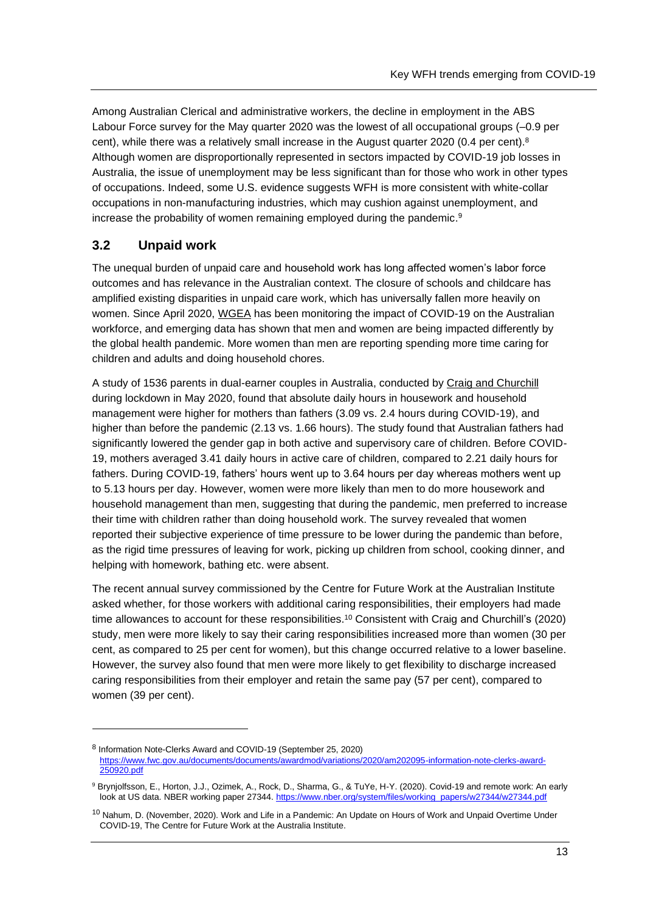Among Australian Clerical and administrative workers, the decline in employment in the ABS Labour Force survey for the May quarter 2020 was the lowest of all occupational groups (–0.9 per cent), while there was a relatively small increase in the August quarter 2020 (0.4 per cent).[8] Although women are disproportionally represented in sectors impacted by COVID-19 job losses in Australia, the issue of unemployment may be less significant than for those who work in other types of occupations. Indeed, some U.S. evidence suggests WFH is more consistent with white-collar occupations in non-manufacturing industries, which may cushion against unemployment, and increase the probability of women remaining employed during the pandemic.[9]

## 3.2 Unpaid work

The unequal burden of unpaid care and household work has long affected women's labor force outcomes and has relevance in the Australian context. The closure of schools and childcare has amplified existing disparities in unpaid care work, which has universally fallen more heavily on women. Since April 2020, WGEA has been monitoring the impact of COVID-19 on the Australian workforce, and emerging data has shown that men and women are being impacted differently by the global health pandemic. More women than men are reporting spending more time caring for children and adults and doing household chores.

A study of 1536 parents in dual-earner couples in Australia, conducted by Craig and Churchill during lockdown in May 2020, found that absolute daily hours in housework and household management were higher for mothers than fathers (3.09 vs. 2.4 hours during COVID-19), and higher than before the pandemic (2.13 vs. 1.66 hours). The study found that Australian fathers had significantly lowered the gender gap in both active and supervisory care of children. Before COVID-19, mothers averaged 3.41 daily hours in active care of children, compared to 2.21 daily hours for fathers. During COVID-19, fathers' hours went up to 3.64 hours per day whereas mothers went up to 5.13 hours per day. However, women were more likely than men to do more housework and household management than men, suggesting that during the pandemic, men preferred to increase their time with children rather than doing household work. The survey revealed that women reported their subjective experience of time pressure to be lower during the pandemic than before, as the rigid time pressures of leaving for work, picking up children from school, cooking dinner, and helping with homework, bathing etc. were absent.

The recent annual survey commissioned by the Centre for Future Work at the Australian Institute asked whether, for those workers with additional caring responsibilities, their employers had made time allowances to account for these responsibilities.[10] Consistent with Craig and Churchill's (2020) study, men were more likely to say their caring responsibilities increased more than women (30 per cent, as compared to 25 per cent for women), but this change occurred relative to a lower baseline. However, the survey also found that men were more likely to get flexibility to discharge increased caring responsibilities from their employer and retain the same pay (57 per cent), compared to women (39 per cent).

---

[8] Information Note-Clerks Award and COVID-19 (September 25, 2020) https://www.fwc.gov.au/documents/documents/awardmod/variations/2020/am202095-information-note-clerks-award-250920.pdf

[9] Brynjolfsson, E., Horton, J.J., Ozimek, A., Rock, D., Sharma, G., & TuYe, H-Y. (2020). Covid-19 and remote work: An early look at US data. NBER working paper 27344. https://www.nber.org/system/files/working_papers/w27344/w27344.pdf

[10] Nahum, D. (November, 2020). Work and Life in a Pandemic: An Update on Hours of Work and Unpaid Overtime Under COVID-19, The Centre for Future Work at the Australia Institute.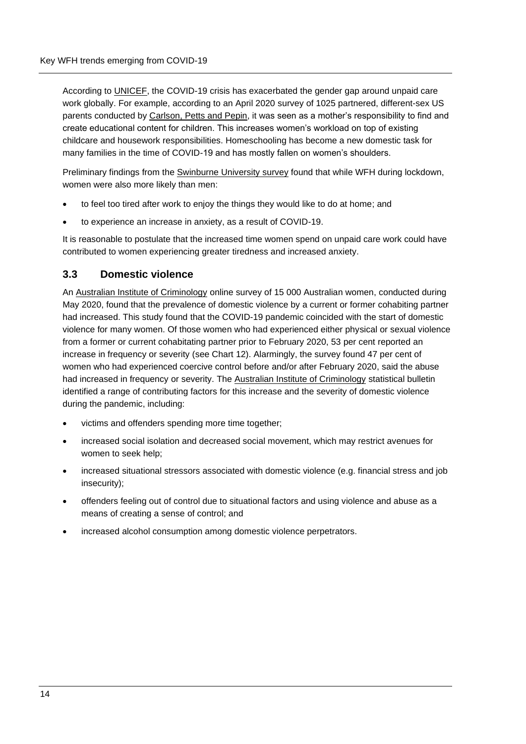According to UNICEF, the COVID-19 crisis has exacerbated the gender gap around unpaid care work globally. For example, according to an April 2020 survey of 1025 partnered, different-sex US parents conducted by Carlson, Petts and Pepin, it was seen as a mother's responsibility to find and create educational content for children. This increases women's workload on top of existing childcare and housework responsibilities. Homeschooling has become a new domestic task for many families in the time of COVID-19 and has mostly fallen on women's shoulders.

Preliminary findings from the Swinburne University survey found that while WFH during lockdown, women were also more likely than men:

- to feel too tired after work to enjoy the things they would like to do at home; and
- to experience an increase in anxiety, as a result of COVID-19.

It is reasonable to postulate that the increased time women spend on unpaid care work could have contributed to women experiencing greater tiredness and increased anxiety.

## 3.3 Domestic violence

An Australian Institute of Criminology online survey of 15 000 Australian women, conducted during May 2020, found that the prevalence of domestic violence by a current or former cohabiting partner had increased. This study found that the COVID-19 pandemic coincided with the start of domestic violence for many women. Of those women who had experienced either physical or sexual violence from a former or current cohabitating partner prior to February 2020, 53 per cent reported an increase in frequency or severity (see Chart 12). Alarmingly, the survey found 47 per cent of women who had experienced coercive control before and/or after February 2020, said the abuse had increased in frequency or severity. The Australian Institute of Criminology statistical bulletin identified a range of contributing factors for this increase and the severity of domestic violence during the pandemic, including:

- victims and offenders spending more time together;
- increased social isolation and decreased social movement, which may restrict avenues for women to seek help;
- increased situational stressors associated with domestic violence (e.g. financial stress and job insecurity);
- offenders feeling out of control due to situational factors and using violence and abuse as a means of creating a sense of control; and
- increased alcohol consumption among domestic violence perpetrators.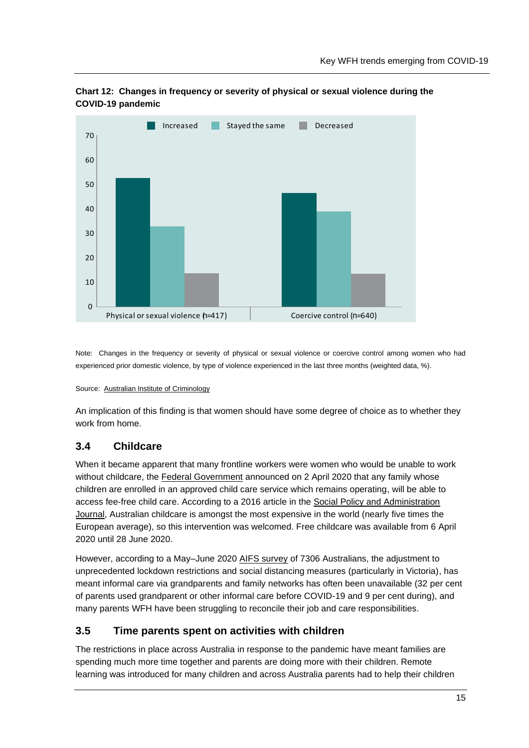**Chart 12: Changes in frequency or severity of physical or sexual violence during the COVID-19 pandemic**

Note: Changes in the frequency or severity of physical or sexual violence or coercive control among women who had experienced prior domestic violence, by type of violence experienced in the last three months (weighted data, %).

Source: Australian Institute of Criminology

An implication of this finding is that women should have some degree of choice as to whether they work from home.

## 3.4 Childcare

When it became apparent that many frontline workers were women who would be unable to work without childcare, the Federal Government announced on 2 April 2020 that any family whose children are enrolled in an approved child care service which remains operating, will be able to access fee-free child care. According to a 2016 article in the Social Policy and Administration Journal, Australian childcare is amongst the most expensive in the world (nearly five times the European average), so this intervention was welcomed. Free childcare was available from 6 April 2020 until 28 June 2020.

However, according to a May–June 2020 AIFS survey of 7306 Australians, the adjustment to unprecedented lockdown restrictions and social distancing measures (particularly in Victoria), has meant informal care via grandparents and family networks has often been unavailable (32 per cent of parents used grandparent or other informal care before COVID-19 and 9 per cent during), and many parents WFH have been struggling to reconcile their job and care responsibilities.

## 3.5 Time parents spent on activities with children

The restrictions in place across Australia in response to the pandemic have meant families are spending much more time together and parents are doing more with their children. Remote learning was introduced for many children and across Australia parents had to help their children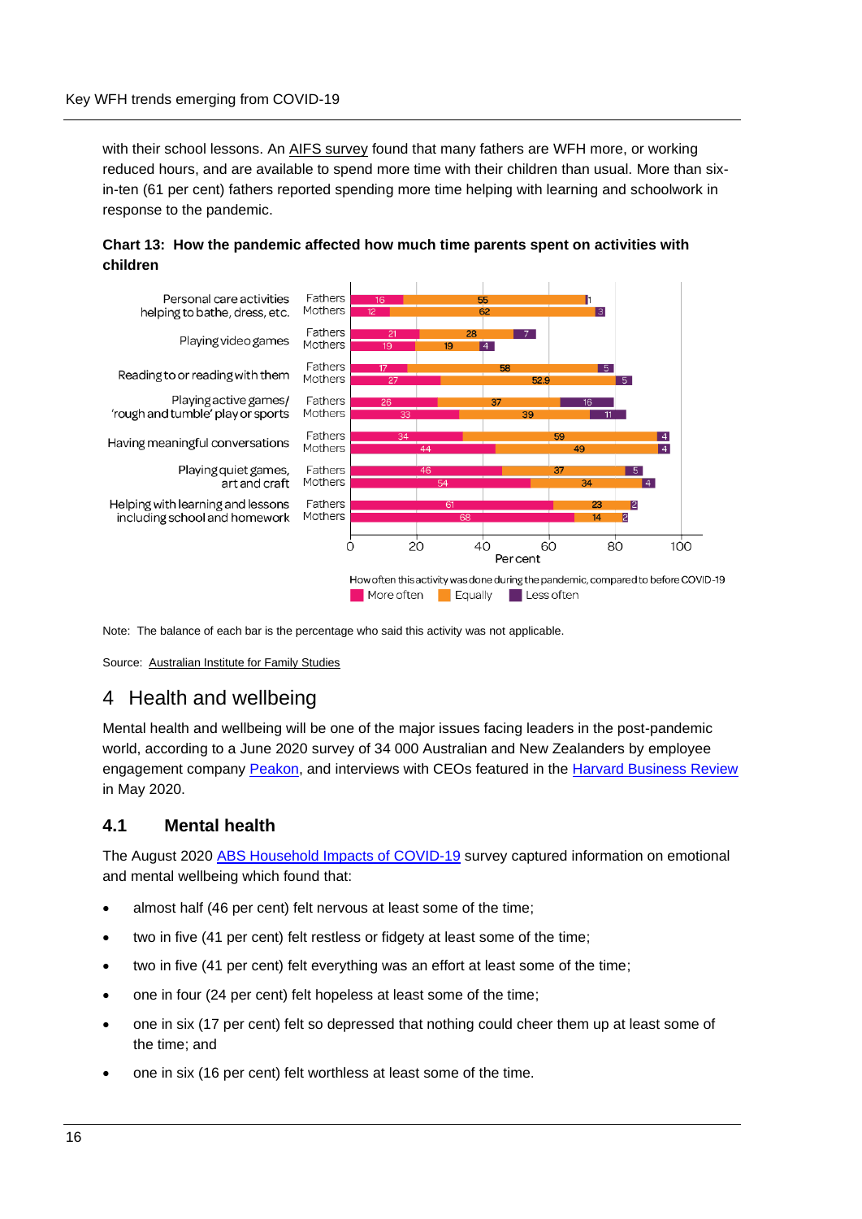with their school lessons. An AIFS survey found that many fathers are WFH more, or working reduced hours, and are available to spend more time with their children than usual. More than six-in-ten (61 per cent) fathers reported spending more time helping with learning and schoolwork in response to the pandemic.

**Chart 13: How the pandemic affected how much time parents spent on activities with children**

How often this activity was done during the pandemic, compared to before COVID-19 (Per cent)

| Activity | Parent | More often | Equally | Less often |
|---|---|---|---|---|
| Personal care activities helping to bathe, dress, etc. | Fathers | 16 | 55 | 1 |
| | Mothers | 12 | 62 | 3 |
| Playing video games | Fathers | 21 | 28 | 7 |
| | Mothers | 19 | 19 | 4 |
| Reading to or reading with them | Fathers | 17 | 58 | 5 |
| | Mothers | 27 | 52.9 | 5 |
| Playing active games/ 'rough and tumble' play or sports | Fathers | 26 | 37 | 16 |
| | Mothers | 33 | 39 | 11 |
| Having meaningful conversations | Fathers | 34 | 59 | 4 |
| | Mothers | 44 | 49 | 4 |
| Playing quiet games, art and craft | Fathers | 46 | 37 | 5 |
| | Mothers | 54 | 34 | 4 |
| Helping with learning and lessons including school and homework | Fathers | 61 | 23 | 2 |
| | Mothers | 68 | 14 | 2 |

Note: The balance of each bar is the percentage who said this activity was not applicable.

Source: Australian Institute for Family Studies

# 4 Health and wellbeing

Mental health and wellbeing will be one of the major issues facing leaders in the post-pandemic world, according to a June 2020 survey of 34 000 Australian and New Zealanders by employee engagement company Peakon, and interviews with CEOs featured in the Harvard Business Review in May 2020.

## 4.1 Mental health

The August 2020 ABS Household Impacts of COVID-19 survey captured information on emotional and mental wellbeing which found that:

- almost half (46 per cent) felt nervous at least some of the time;
- two in five (41 per cent) felt restless or fidgety at least some of the time;
- two in five (41 per cent) felt everything was an effort at least some of the time;
- one in four (24 per cent) felt hopeless at least some of the time;
- one in six (17 per cent) felt so depressed that nothing could cheer them up at least some of the time; and
- one in six (16 per cent) felt worthless at least some of the time.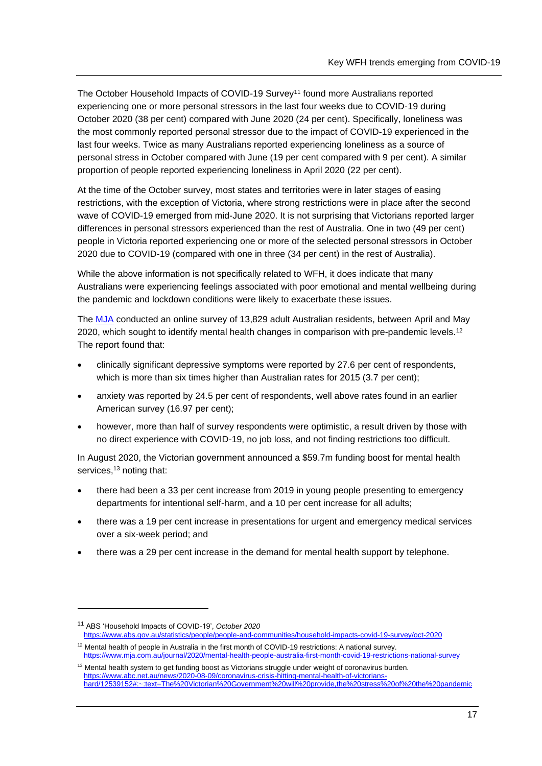The October Household Impacts of COVID-19 Survey[11] found more Australians reported experiencing one or more personal stressors in the last four weeks due to COVID-19 during October 2020 (38 per cent) compared with June 2020 (24 per cent). Specifically, loneliness was the most commonly reported personal stressor due to the impact of COVID-19 experienced in the last four weeks. Twice as many Australians reported experiencing loneliness as a source of personal stress in October compared with June (19 per cent compared with 9 per cent). A similar proportion of people reported experiencing loneliness in April 2020 (22 per cent).

At the time of the October survey, most states and territories were in later stages of easing restrictions, with the exception of Victoria, where strong restrictions were in place after the second wave of COVID-19 emerged from mid-June 2020. It is not surprising that Victorians reported larger differences in personal stressors experienced than the rest of Australia. One in two (49 per cent) people in Victoria reported experiencing one or more of the selected personal stressors in October 2020 due to COVID-19 (compared with one in three (34 per cent) in the rest of Australia).

While the above information is not specifically related to WFH, it does indicate that many Australians were experiencing feelings associated with poor emotional and mental wellbeing during the pandemic and lockdown conditions were likely to exacerbate these issues.

The MJA conducted an online survey of 13,829 adult Australian residents, between April and May 2020, which sought to identify mental health changes in comparison with pre-pandemic levels.[12] The report found that:

- clinically significant depressive symptoms were reported by 27.6 per cent of respondents, which is more than six times higher than Australian rates for 2015 (3.7 per cent);
- anxiety was reported by 24.5 per cent of respondents, well above rates found in an earlier American survey (16.97 per cent);
- however, more than half of survey respondents were optimistic, a result driven by those with no direct experience with COVID-19, no job loss, and not finding restrictions too difficult.

In August 2020, the Victorian government announced a $59.7m funding boost for mental health services,[13] noting that:

- there had been a 33 per cent increase from 2019 in young people presenting to emergency departments for intentional self-harm, and a 10 per cent increase for all adults;
- there was a 19 per cent increase in presentations for urgent and emergency medical services over a six-week period; and
- there was a 29 per cent increase in the demand for mental health support by telephone.

---

[11] ABS 'Household Impacts of COVID-19', *October 2020* https://www.abs.gov.au/statistics/people/people-and-communities/household-impacts-covid-19-survey/oct-2020

[12] Mental health of people in Australia in the first month of COVID-19 restrictions: A national survey. https://www.mja.com.au/journal/2020/mental-health-people-australia-first-month-covid-19-restrictions-national-survey

[13] Mental health system to get funding boost as Victorians struggle under weight of coronavirus burden. https://www.abc.net.au/news/2020-08-09/coronavirus-crisis-hitting-mental-health-of-victorians-hard/12539152#:~:text=The%20Victorian%20Government%20will%20provide,the%20stress%20of%20the%20pandemic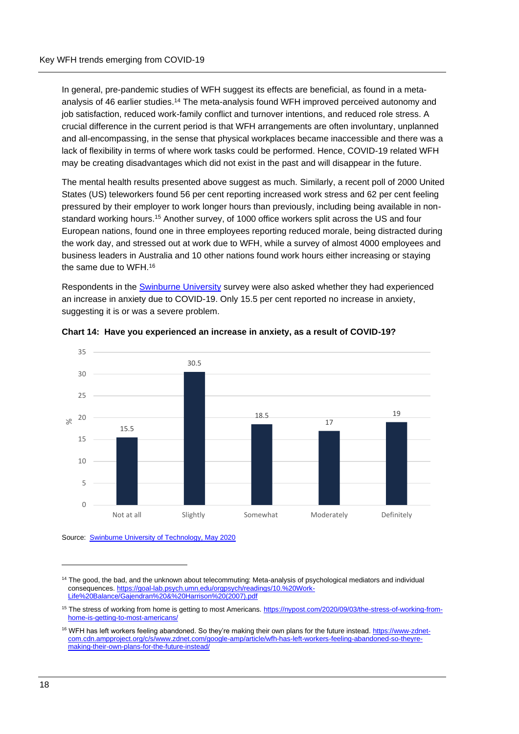In general, pre-pandemic studies of WFH suggest its effects are beneficial, as found in a meta-analysis of 46 earlier studies.[14] The meta-analysis found WFH improved perceived autonomy and job satisfaction, reduced work-family conflict and turnover intentions, and reduced role stress. A crucial difference in the current period is that WFH arrangements are often involuntary, unplanned and all-encompassing, in the sense that physical workplaces became inaccessible and there was a lack of flexibility in terms of where work tasks could be performed. Hence, COVID-19 related WFH may be creating disadvantages which did not exist in the past and will disappear in the future.

The mental health results presented above suggest as much. Similarly, a recent poll of 2000 United States (US) teleworkers found 56 per cent reporting increased work stress and 62 per cent feeling pressured by their employer to work longer hours than previously, including being available in non-standard working hours.[15] Another survey, of 1000 office workers split across the US and four European nations, found one in three employees reporting reduced morale, being distracted during the work day, and stressed out at work due to WFH, while a survey of almost 4000 employees and business leaders in Australia and 10 other nations found work hours either increasing or staying the same due to WFH.[16]

Respondents in the Swinburne University survey were also asked whether they had experienced an increase in anxiety due to COVID-19. Only 15.5 per cent reported no increase in anxiety, suggesting it is or was a severe problem.

**Chart 14: Have you experienced an increase in anxiety, as a result of COVID-19?**

| Response | % |
| --- | --- |
| Not at all | 15.5 |
| Slightly | 30.5 |
| Somewhat | 18.5 |
| Moderately | 17 |
| Definitely | 19 |

Source: Swinburne University of Technology, May 2020

---

[14] The good, the bad, and the unknown about telecommuting: Meta-analysis of psychological mediators and individual consequences. https://goal-lab.psych.umn.edu/orgpsych/readings/10.%20Work-Life%20Balance/Gajendran%20&%20Harrison%20(2007).pdf

[15] The stress of working from home is getting to most Americans. https://nypost.com/2020/09/03/the-stress-of-working-from-home-is-getting-to-most-americans/

[16] WFH has left workers feeling abandoned. So they're making their own plans for the future instead. https://www-zdnet-com.cdn.ampproject.org/c/s/www.zdnet.com/google-amp/article/wfh-has-left-workers-feeling-abandoned-so-theyre-making-their-own-plans-for-the-future-instead/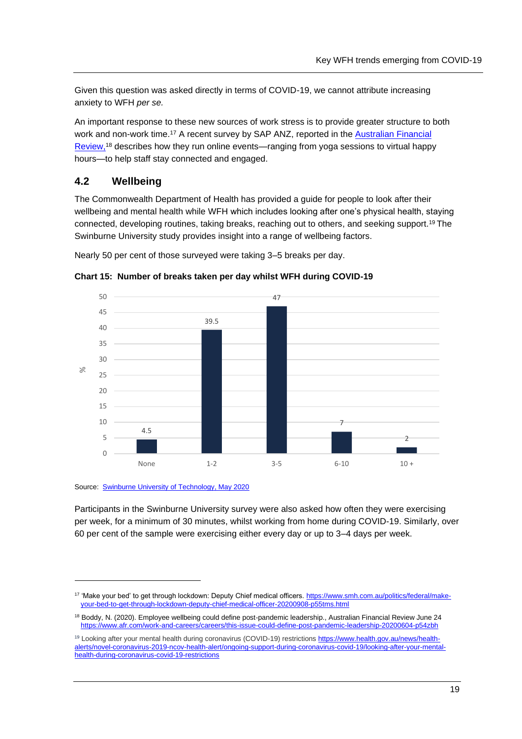Given this question was asked directly in terms of COVID-19, we cannot attribute increasing anxiety to WFH *per se.*

An important response to these new sources of work stress is to provide greater structure to both work and non-work time.[17] A recent survey by SAP ANZ, reported in the Australian Financial Review,[18] describes how they run online events—ranging from yoga sessions to virtual happy hours—to help staff stay connected and engaged.

## 4.2 Wellbeing

The Commonwealth Department of Health has provided a guide for people to look after their wellbeing and mental health while WFH which includes looking after one's physical health, staying connected, developing routines, taking breaks, reaching out to others, and seeking support.[19] The Swinburne University study provides insight into a range of wellbeing factors.

Nearly 50 per cent of those surveyed were taking 3–5 breaks per day.

**Chart 15: Number of breaks taken per day whilst WFH during COVID-19**

| Breaks per day | % |
|---|---|
| None | 4.5 |
| 1-2 | 39.5 |
| 3-5 | 47 |
| 6-10 | 7 |
| 10 + | 2 |

Source: Swinburne University of Technology, May 2020

Participants in the Swinburne University survey were also asked how often they were exercising per week, for a minimum of 30 minutes, whilst working from home during COVID-19. Similarly, over 60 per cent of the sample were exercising either every day or up to 3–4 days per week.

---

[17] 'Make your bed' to get through lockdown: Deputy Chief medical officers. https://www.smh.com.au/politics/federal/make-your-bed-to-get-through-lockdown-deputy-chief-medical-officer-20200908-p55tms.html

[18] Boddy, N. (2020). Employee wellbeing could define post-pandemic leadership., Australian Financial Review June 24 https://www.afr.com/work-and-careers/careers/this-issue-could-define-post-pandemic-leadership-20200604-p54zbh

[19] Looking after your mental health during coronavirus (COVID-19) restrictions https://www.health.gov.au/news/health-alerts/novel-coronavirus-2019-ncov-health-alert/ongoing-support-during-coronavirus-covid-19/looking-after-your-mental-health-during-coronavirus-covid-19-restrictions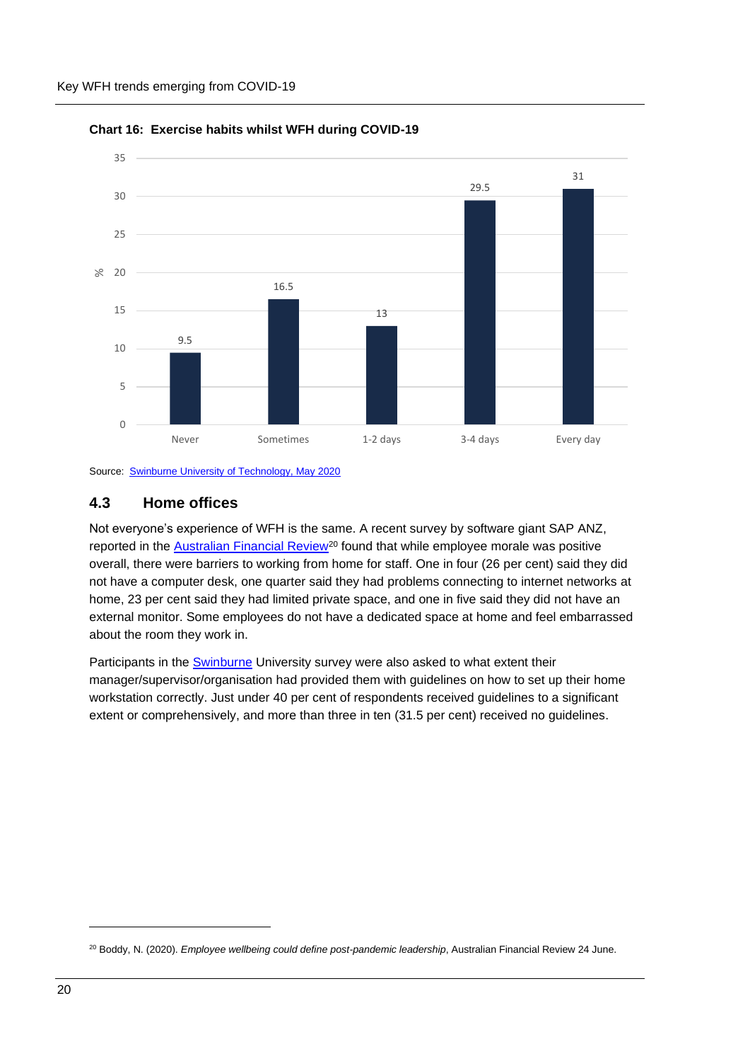**Chart 16: Exercise habits whilst WFH during COVID-19**

| | % |
|---|---|
| Never | 9.5 |
| Sometimes | 16.5 |
| 1-2 days | 13 |
| 3-4 days | 29.5 |
| Every day | 31 |

Source: Swinburne University of Technology, May 2020

## 4.3 Home offices

Not everyone's experience of WFH is the same. A recent survey by software giant SAP ANZ, reported in the Australian Financial Review[20] found that while employee morale was positive overall, there were barriers to working from home for staff. One in four (26 per cent) said they did not have a computer desk, one quarter said they had problems connecting to internet networks at home, 23 per cent said they had limited private space, and one in five said they did not have an external monitor. Some employees do not have a dedicated space at home and feel embarrassed about the room they work in.

Participants in the Swinburne University survey were also asked to what extent their manager/supervisor/organisation had provided them with guidelines on how to set up their home workstation correctly. Just under 40 per cent of respondents received guidelines to a significant extent or comprehensively, and more than three in ten (31.5 per cent) received no guidelines.

---

[20] Boddy, N. (2020). *Employee wellbeing could define post-pandemic leadership*, Australian Financial Review 24 June.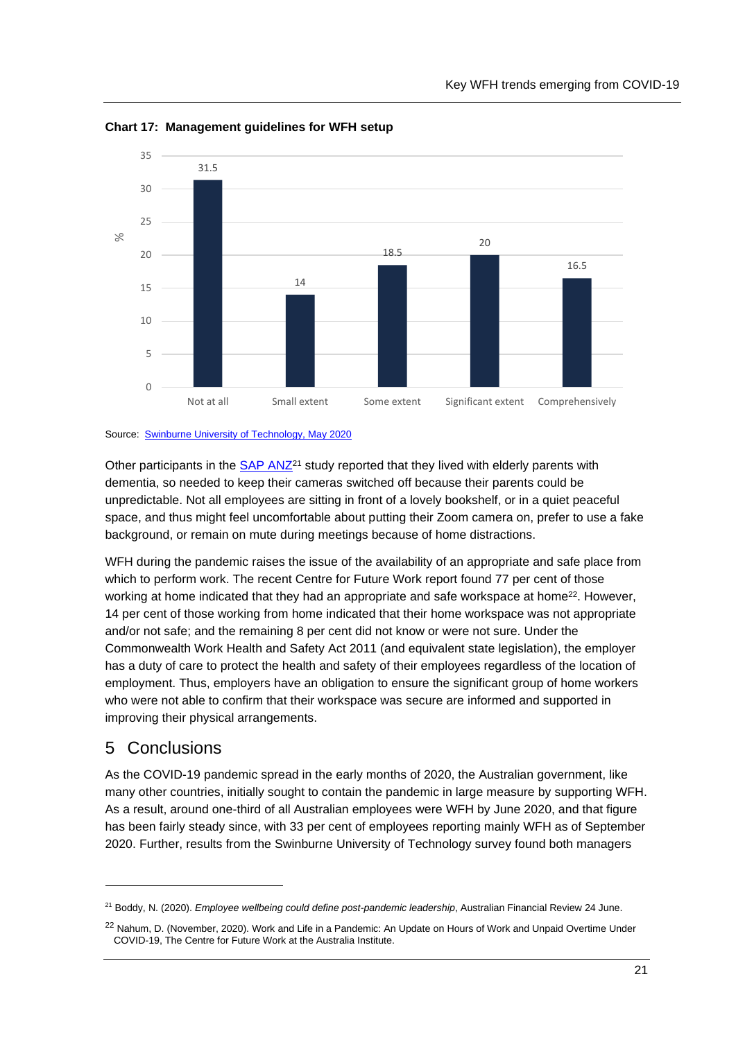**Chart 17: Management guidelines for WFH setup**

| | % |
|---|---|
| Not at all | 31.5 |
| Small extent | 14 |
| Some extent | 18.5 |
| Significant extent | 20 |
| Comprehensively | 16.5 |

Source: Swinburne University of Technology, May 2020

Other participants in the SAP ANZ[21] study reported that they lived with elderly parents with dementia, so needed to keep their cameras switched off because their parents could be unpredictable. Not all employees are sitting in front of a lovely bookshelf, or in a quiet peaceful space, and thus might feel uncomfortable about putting their Zoom camera on, prefer to use a fake background, or remain on mute during meetings because of home distractions.

WFH during the pandemic raises the issue of the availability of an appropriate and safe place from which to perform work. The recent Centre for Future Work report found 77 per cent of those working at home indicated that they had an appropriate and safe workspace at home[22]. However, 14 per cent of those working from home indicated that their home workspace was not appropriate and/or not safe; and the remaining 8 per cent did not know or were not sure. Under the Commonwealth Work Health and Safety Act 2011 (and equivalent state legislation), the employer has a duty of care to protect the health and safety of their employees regardless of the location of employment. Thus, employers have an obligation to ensure the significant group of home workers who were not able to confirm that their workspace was secure are informed and supported in improving their physical arrangements.

# 5 Conclusions

As the COVID-19 pandemic spread in the early months of 2020, the Australian government, like many other countries, initially sought to contain the pandemic in large measure by supporting WFH. As a result, around one-third of all Australian employees were WFH by June 2020, and that figure has been fairly steady since, with 33 per cent of employees reporting mainly WFH as of September 2020. Further, results from the Swinburne University of Technology survey found both managers

---

[21] Boddy, N. (2020). *Employee wellbeing could define post-pandemic leadership*, Australian Financial Review 24 June.

[22] Nahum, D. (November, 2020). Work and Life in a Pandemic: An Update on Hours of Work and Unpaid Overtime Under COVID-19, The Centre for Future Work at the Australia Institute.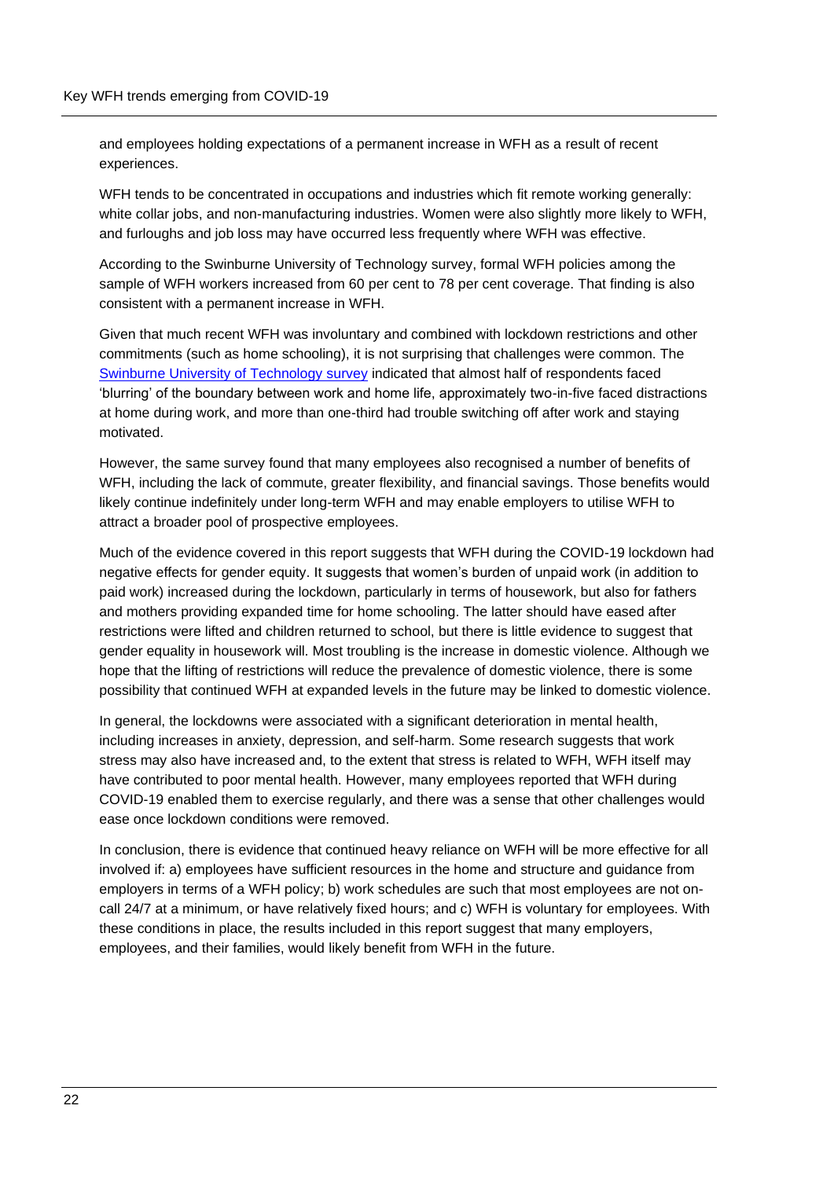and employees holding expectations of a permanent increase in WFH as a result of recent experiences.

WFH tends to be concentrated in occupations and industries which fit remote working generally: white collar jobs, and non-manufacturing industries. Women were also slightly more likely to WFH, and furloughs and job loss may have occurred less frequently where WFH was effective.

According to the Swinburne University of Technology survey, formal WFH policies among the sample of WFH workers increased from 60 per cent to 78 per cent coverage. That finding is also consistent with a permanent increase in WFH.

Given that much recent WFH was involuntary and combined with lockdown restrictions and other commitments (such as home schooling), it is not surprising that challenges were common. The Swinburne University of Technology survey indicated that almost half of respondents faced 'blurring' of the boundary between work and home life, approximately two-in-five faced distractions at home during work, and more than one-third had trouble switching off after work and staying motivated.

However, the same survey found that many employees also recognised a number of benefits of WFH, including the lack of commute, greater flexibility, and financial savings. Those benefits would likely continue indefinitely under long-term WFH and may enable employers to utilise WFH to attract a broader pool of prospective employees.

Much of the evidence covered in this report suggests that WFH during the COVID-19 lockdown had negative effects for gender equity. It suggests that women's burden of unpaid work (in addition to paid work) increased during the lockdown, particularly in terms of housework, but also for fathers and mothers providing expanded time for home schooling. The latter should have eased after restrictions were lifted and children returned to school, but there is little evidence to suggest that gender equality in housework will. Most troubling is the increase in domestic violence. Although we hope that the lifting of restrictions will reduce the prevalence of domestic violence, there is some possibility that continued WFH at expanded levels in the future may be linked to domestic violence.

In general, the lockdowns were associated with a significant deterioration in mental health, including increases in anxiety, depression, and self-harm. Some research suggests that work stress may also have increased and, to the extent that stress is related to WFH, WFH itself may have contributed to poor mental health. However, many employees reported that WFH during COVID-19 enabled them to exercise regularly, and there was a sense that other challenges would ease once lockdown conditions were removed.

In conclusion, there is evidence that continued heavy reliance on WFH will be more effective for all involved if: a) employees have sufficient resources in the home and structure and guidance from employers in terms of a WFH policy; b) work schedules are such that most employees are not on-call 24/7 at a minimum, or have relatively fixed hours; and c) WFH is voluntary for employees. With these conditions in place, the results included in this report suggest that many employers, employees, and their families, would likely benefit from WFH in the future.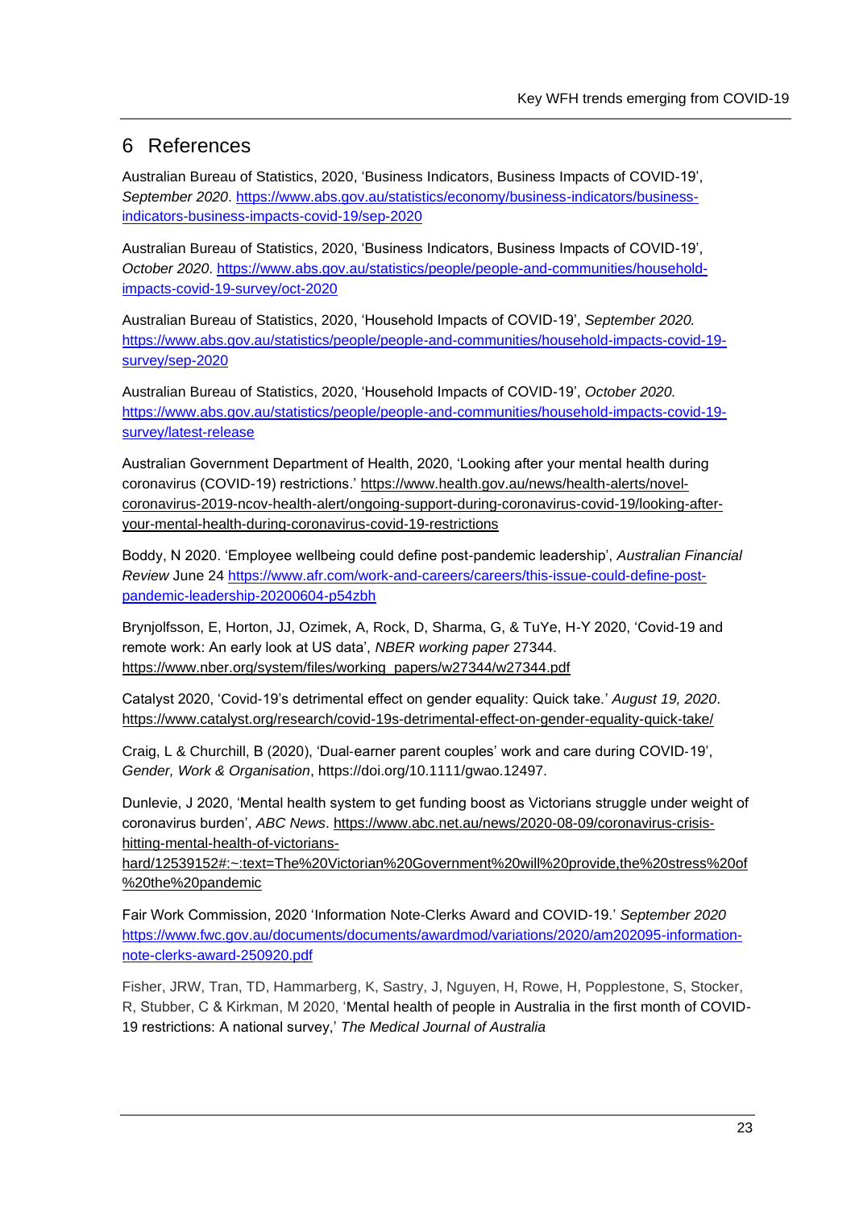# 6 References

Australian Bureau of Statistics, 2020, 'Business Indicators, Business Impacts of COVID-19', *September 2020*. https://www.abs.gov.au/statistics/economy/business-indicators/business-indicators-business-impacts-covid-19/sep-2020

Australian Bureau of Statistics, 2020, 'Business Indicators, Business Impacts of COVID-19', *October 2020*. https://www.abs.gov.au/statistics/people/people-and-communities/household-impacts-covid-19-survey/oct-2020

Australian Bureau of Statistics, 2020, 'Household Impacts of COVID-19', *September 2020.* https://www.abs.gov.au/statistics/people/people-and-communities/household-impacts-covid-19-survey/sep-2020

Australian Bureau of Statistics, 2020, 'Household Impacts of COVID-19', *October 2020.* https://www.abs.gov.au/statistics/people/people-and-communities/household-impacts-covid-19-survey/latest-release

Australian Government Department of Health, 2020, 'Looking after your mental health during coronavirus (COVID-19) restrictions.' https://www.health.gov.au/news/health-alerts/novel-coronavirus-2019-ncov-health-alert/ongoing-support-during-coronavirus-covid-19/looking-after-your-mental-health-during-coronavirus-covid-19-restrictions

Boddy, N 2020. 'Employee wellbeing could define post-pandemic leadership', *Australian Financial Review* June 24 https://www.afr.com/work-and-careers/careers/this-issue-could-define-post-pandemic-leadership-20200604-p54zbh

Brynjolfsson, E, Horton, JJ, Ozimek, A, Rock, D, Sharma, G, & TuYe, H-Y 2020, 'Covid-19 and remote work: An early look at US data', *NBER working paper* 27344. https://www.nber.org/system/files/working_papers/w27344/w27344.pdf

Catalyst 2020, 'Covid-19's detrimental effect on gender equality: Quick take.' *August 19, 2020*. https://www.catalyst.org/research/covid-19s-detrimental-effect-on-gender-equality-quick-take/

Craig, L & Churchill, B (2020), 'Dual-earner parent couples' work and care during COVID-19', *Gender, Work & Organisation*, https://doi.org/10.1111/gwao.12497.

Dunlevie, J 2020, 'Mental health system to get funding boost as Victorians struggle under weight of coronavirus burden', *ABC News*. https://www.abc.net.au/news/2020-08-09/coronavirus-crisis-hitting-mental-health-of-victorians-hard/12539152#:~:text=The%20Victorian%20Government%20will%20provide,the%20stress%20of%20the%20pandemic

Fair Work Commission, 2020 'Information Note-Clerks Award and COVID-19.' *September 2020* https://www.fwc.gov.au/documents/documents/awardmod/variations/2020/am202095-information-note-clerks-award-250920.pdf

Fisher, JRW, Tran, TD, Hammarberg, K, Sastry, J, Nguyen, H, Rowe, H, Popplestone, S, Stocker, R, Stubber, C & Kirkman, M 2020, 'Mental health of people in Australia in the first month of COVID-19 restrictions: A national survey,' *The Medical Journal of Australia*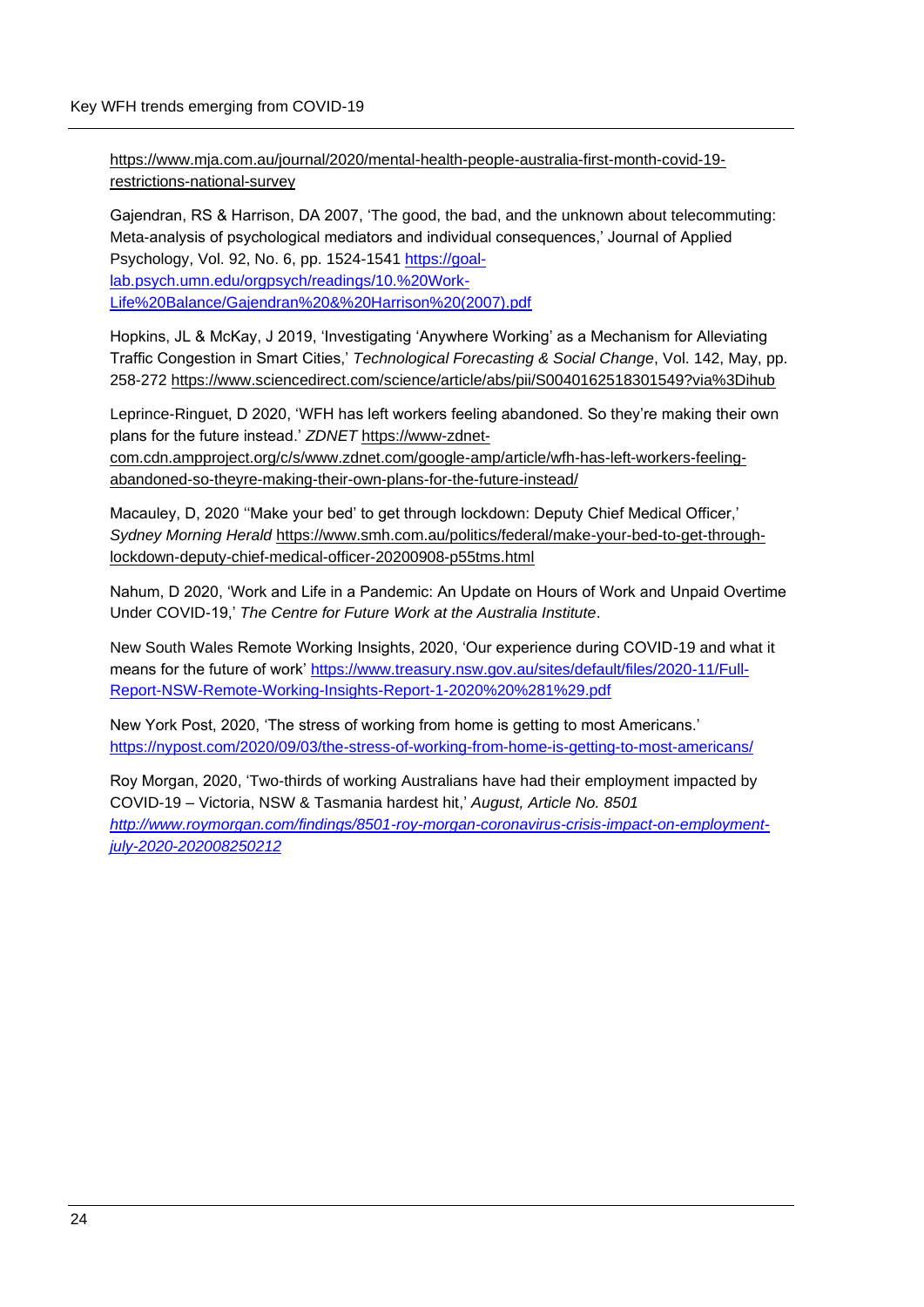https://www.mja.com.au/journal/2020/mental-health-people-australia-first-month-covid-19-restrictions-national-survey

Gajendran, RS & Harrison, DA 2007, 'The good, the bad, and the unknown about telecommuting: Meta-analysis of psychological mediators and individual consequences,' Journal of Applied Psychology, Vol. 92, No. 6, pp. 1524-1541 https://goal-lab.psych.umn.edu/orgpsych/readings/10.%20Work-Life%20Balance/Gajendran%20&%20Harrison%20(2007).pdf

Hopkins, JL & McKay, J 2019, 'Investigating 'Anywhere Working' as a Mechanism for Alleviating Traffic Congestion in Smart Cities,' *Technological Forecasting & Social Change*, Vol. 142, May, pp. 258-272 https://www.sciencedirect.com/science/article/abs/pii/S0040162518301549?via%3Dihub

Leprince-Ringuet, D 2020, 'WFH has left workers feeling abandoned. So they're making their own plans for the future instead.' *ZDNET* https://www-zdnet-com.cdn.ampproject.org/c/s/www.zdnet.com/google-amp/article/wfh-has-left-workers-feeling-abandoned-so-theyre-making-their-own-plans-for-the-future-instead/

Macauley, D, 2020 ''Make your bed' to get through lockdown: Deputy Chief Medical Officer,' *Sydney Morning Herald* https://www.smh.com.au/politics/federal/make-your-bed-to-get-through-lockdown-deputy-chief-medical-officer-20200908-p55tms.html

Nahum, D 2020, 'Work and Life in a Pandemic: An Update on Hours of Work and Unpaid Overtime Under COVID-19,' *The Centre for Future Work at the Australia Institute*.

New South Wales Remote Working Insights, 2020, 'Our experience during COVID-19 and what it means for the future of work' https://www.treasury.nsw.gov.au/sites/default/files/2020-11/Full-Report-NSW-Remote-Working-Insights-Report-1-2020%20%281%29.pdf

New York Post, 2020, 'The stress of working from home is getting to most Americans.' https://nypost.com/2020/09/03/the-stress-of-working-from-home-is-getting-to-most-americans/

Roy Morgan, 2020, 'Two-thirds of working Australians have had their employment impacted by COVID-19 – Victoria, NSW & Tasmania hardest hit,' *August, Article No. 8501* *http://www.roymorgan.com/findings/8501-roy-morgan-coronavirus-crisis-impact-on-employment-july-2020-202008250212*